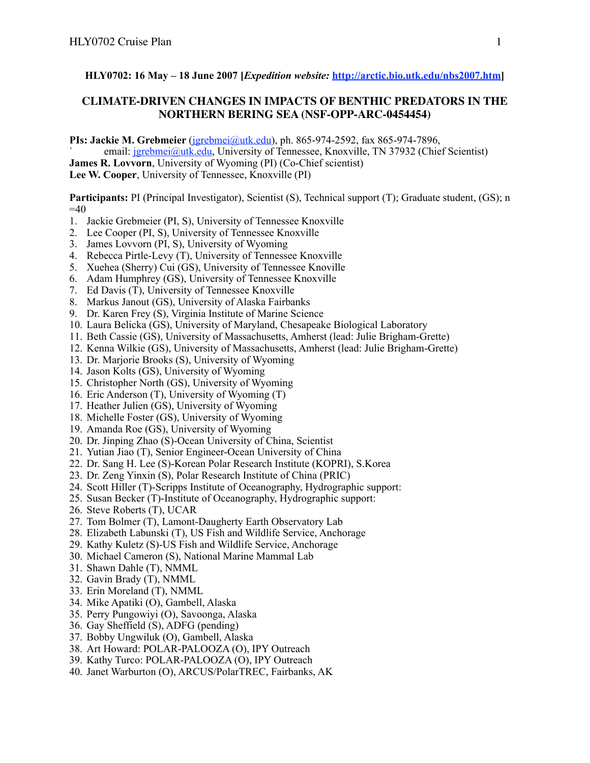**HLY0702: 16 May – 18 June 2007 [*Expedition website:* http://arctic.bio.utk.edu/nbs2007.htm]**

# CLIMATE-DRIVEN CHANGES IN IMPACTS OF BENTHIC PREDATORS IN THE NORTHERN BERING SEA (NSF-OPP-ARC-0454454)

**PIs: Jackie M. Grebmeier** (jgrebmei@utk.edu), ph. 865-974-2592, fax 865-974-7896,
` email: jgrebmei@utk.edu, University of Tennessee, Knoxville, TN 37932 (Chief Scientist)
**James R. Lovvorn**, University of Wyoming (PI) (Co-Chief scientist)
**Lee W. Cooper**, University of Tennessee, Knoxville (PI)

**Participants:** PI (Principal Investigator), Scientist (S), Technical support (T); Graduate student, (GS); n =40

1. Jackie Grebmeier (PI, S), University of Tennessee Knoxville
2. Lee Cooper (PI, S), University of Tennessee Knoxville
3. James Lovvorn (PI, S), University of Wyoming
4. Rebecca Pirtle-Levy (T), University of Tennessee Knoxville
5. Xuehea (Sherry) Cui (GS), University of Tennessee Knoville
6. Adam Humphrey (GS), University of Tennessee Knoxville
7. Ed Davis (T), University of Tennessee Knoxville
8. Markus Janout (GS), University of Alaska Fairbanks
9. Dr. Karen Frey (S), Virginia Institute of Marine Science
10. Laura Belicka (GS), University of Maryland, Chesapeake Biological Laboratory
11. Beth Cassie (GS), University of Massachusetts, Amherst (lead: Julie Brigham-Grette)
12. Kenna Wilkie (GS), University of Massachusetts, Amherst (lead: Julie Brigham-Grette)
13. Dr. Marjorie Brooks (S), University of Wyoming
14. Jason Kolts (GS), University of Wyoming
15. Christopher North (GS), University of Wyoming
16. Eric Anderson (T), University of Wyoming (T)
17. Heather Julien (GS), University of Wyoming
18. Michelle Foster (GS), University of Wyoming
19. Amanda Roe (GS), University of Wyoming
20. Dr. Jinping Zhao (S)-Ocean University of China, Scientist
21. Yutian Jiao (T), Senior Engineer-Ocean University of China
22. Dr. Sang H. Lee (S)-Korean Polar Research Institute (KOPRI), S.Korea
23. Dr. Zeng Yinxin (S), Polar Research Institute of China (PRIC)
24. Scott Hiller (T)-Scripps Institute of Oceanography, Hydrographic support:
25. Susan Becker (T)-Institute of Oceanography, Hydrographic support:
26. Steve Roberts (T), UCAR
27. Tom Bolmer (T), Lamont-Daugherty Earth Observatory Lab
28. Elizabeth Labunski (T), US Fish and Wildlife Service, Anchorage
29. Kathy Kuletz (S)-US Fish and Wildlife Service, Anchorage
30. Michael Cameron (S), National Marine Mammal Lab
31. Shawn Dahle (T), NMML
32. Gavin Brady (T), NMML
33. Erin Moreland (T), NMML
34. Mike Apatiki (O), Gambell, Alaska
35. Perry Pungowiyi (O), Savoonga, Alaska
36. Gay Sheffield (S), ADFG (pending)
37. Bobby Ungwiluk (O), Gambell, Alaska
38. Art Howard: POLAR-PALOOZA (O), IPY Outreach
39. Kathy Turco: POLAR-PALOOZA (O), IPY Outreach
40. Janet Warburton (O), ARCUS/PolarTREC, Fairbanks, AK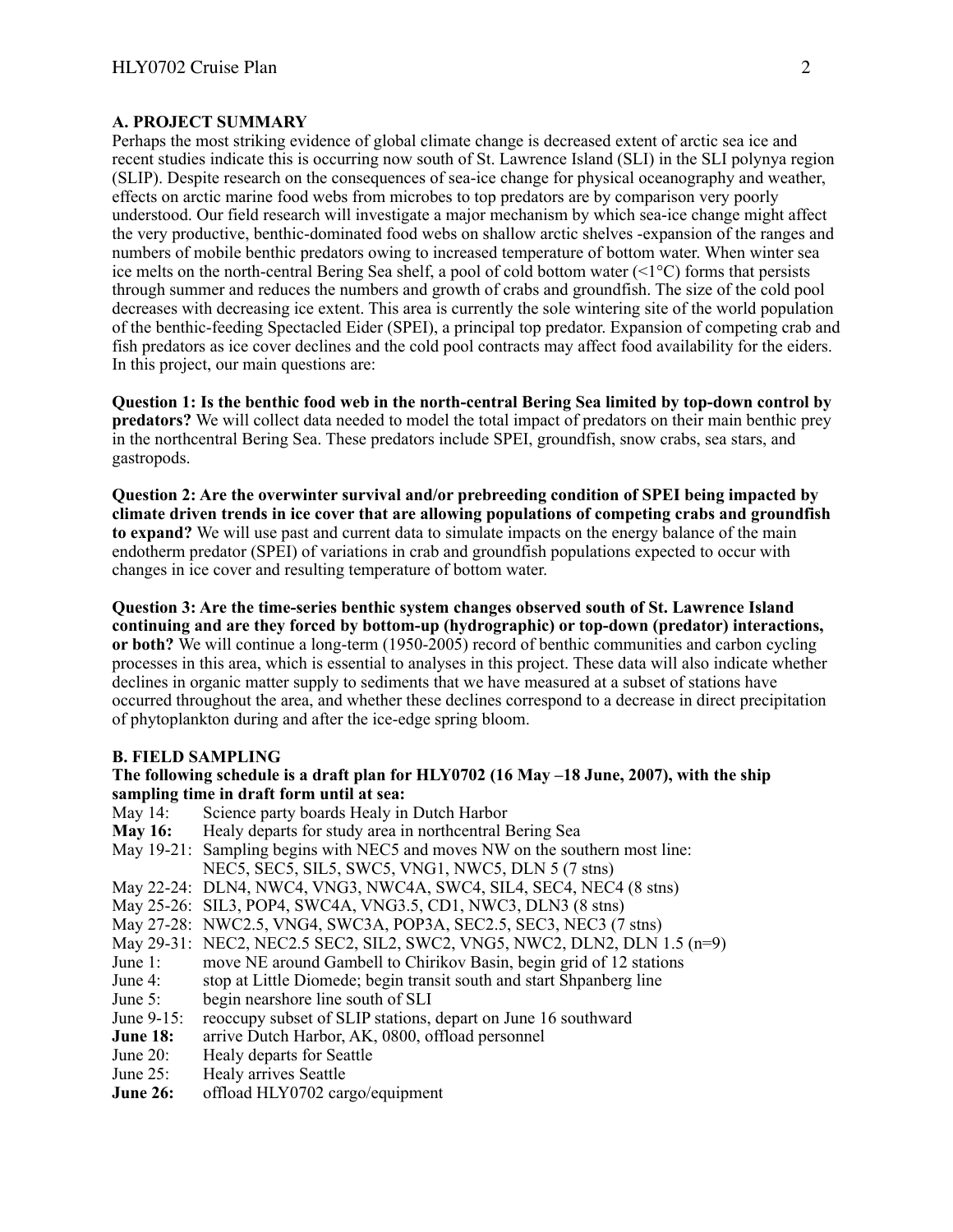## A. PROJECT SUMMARY

Perhaps the most striking evidence of global climate change is decreased extent of arctic sea ice and recent studies indicate this is occurring now south of St. Lawrence Island (SLI) in the SLI polynya region (SLIP). Despite research on the consequences of sea-ice change for physical oceanography and weather, effects on arctic marine food webs from microbes to top predators are by comparison very poorly understood. Our field research will investigate a major mechanism by which sea-ice change might affect the very productive, benthic-dominated food webs on shallow arctic shelves -expansion of the ranges and numbers of mobile benthic predators owing to increased temperature of bottom water. When winter sea ice melts on the north-central Bering Sea shelf, a pool of cold bottom water (<1°C) forms that persists through summer and reduces the numbers and growth of crabs and groundfish. The size of the cold pool decreases with decreasing ice extent. This area is currently the sole wintering site of the world population of the benthic-feeding Spectacled Eider (SPEI), a principal top predator. Expansion of competing crab and fish predators as ice cover declines and the cold pool contracts may affect food availability for the eiders. In this project, our main questions are:

**Question 1: Is the benthic food web in the north-central Bering Sea limited by top-down control by predators?** We will collect data needed to model the total impact of predators on their main benthic prey in the northcentral Bering Sea. These predators include SPEI, groundfish, snow crabs, sea stars, and gastropods.

**Question 2: Are the overwinter survival and/or prebreeding condition of SPEI being impacted by climate driven trends in ice cover that are allowing populations of competing crabs and groundfish to expand?** We will use past and current data to simulate impacts on the energy balance of the main endotherm predator (SPEI) of variations in crab and groundfish populations expected to occur with changes in ice cover and resulting temperature of bottom water.

**Question 3: Are the time-series benthic system changes observed south of St. Lawrence Island continuing and are they forced by bottom-up (hydrographic) or top-down (predator) interactions, or both?** We will continue a long-term (1950-2005) record of benthic communities and carbon cycling processes in this area, which is essential to analyses in this project. These data will also indicate whether declines in organic matter supply to sediments that we have measured at a subset of stations have occurred throughout the area, and whether these declines correspond to a decrease in direct precipitation of phytoplankton during and after the ice-edge spring bloom.

## B. FIELD SAMPLING

**The following schedule is a draft plan for HLY0702 (16 May –18 June, 2007), with the ship sampling time in draft form until at sea:**

May 14: Science party boards Healy in Dutch Harbor
**May 16:** Healy departs for study area in northcentral Bering Sea
May 19-21: Sampling begins with NEC5 and moves NW on the southern most line:
NEC5, SEC5, SIL5, SWC5, VNG1, NWC5, DLN 5 (7 stns)
May 22-24: DLN4, NWC4, VNG3, NWC4A, SWC4, SIL4, SEC4, NEC4 (8 stns)
May 25-26: SIL3, POP4, SWC4A, VNG3.5, CD1, NWC3, DLN3 (8 stns)
May 27-28: NWC2.5, VNG4, SWC3A, POP3A, SEC2.5, SEC3, NEC3 (7 stns)
May 29-31: NEC2, NEC2.5 SEC2, SIL2, SWC2, VNG5, NWC2, DLN2, DLN 1.5 (n=9)
June 1: move NE around Gambell to Chirikov Basin, begin grid of 12 stations
June 4: stop at Little Diomede; begin transit south and start Shpanberg line
June 5: begin nearshore line south of SLI
June 9-15: reoccupy subset of SLIP stations, depart on June 16 southward
**June 18:** arrive Dutch Harbor, AK, 0800, offload personnel
June 20: Healy departs for Seattle
June 25: Healy arrives Seattle
**June 26:** offload HLY0702 cargo/equipment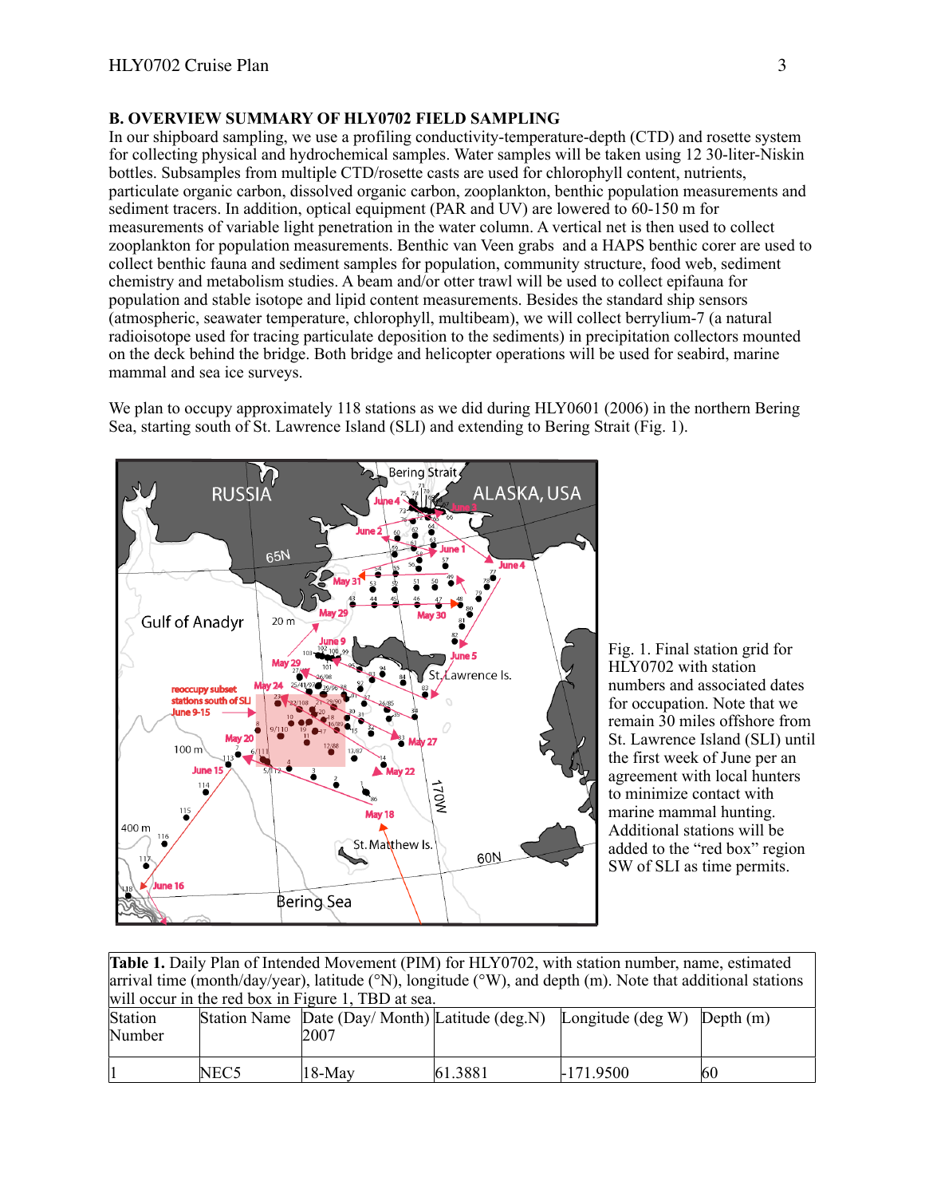**B. OVERVIEW SUMMARY OF HLY0702 FIELD SAMPLING**

In our shipboard sampling, we use a profiling conductivity-temperature-depth (CTD) and rosette system for collecting physical and hydrochemical samples. Water samples will be taken using 12 30-liter-Niskin bottles. Subsamples from multiple CTD/rosette casts are used for chlorophyll content, nutrients, particulate organic carbon, dissolved organic carbon, zooplankton, benthic population measurements and sediment tracers. In addition, optical equipment (PAR and UV) are lowered to 60-150 m for measurements of variable light penetration in the water column. A vertical net is then used to collect zooplankton for population measurements. Benthic van Veen grabs and a HAPS benthic corer are used to collect benthic fauna and sediment samples for population, community structure, food web, sediment chemistry and metabolism studies. A beam and/or otter trawl will be used to collect epifauna for population and stable isotope and lipid content measurements. Besides the standard ship sensors (atmospheric, seawater temperature, chlorophyll, multibeam), we will collect berrylium-7 (a natural radioisotope used for tracing particulate deposition to the sediments) in precipitation collectors mounted on the deck behind the bridge. Both bridge and helicopter operations will be used for seabird, marine mammal and sea ice surveys.

We plan to occupy approximately 118 stations as we did during HLY0601 (2006) in the northern Bering Sea, starting south of St. Lawrence Island (SLI) and extending to Bering Strait (Fig. 1).

Fig. 1. Final station grid for HLY0702 with station numbers and associated dates for occupation. Note that we remain 30 miles offshore from St. Lawrence Island (SLI) until the first week of June per an agreement with local hunters to minimize contact with marine mammal hunting. Additional stations will be added to the "red box" region SW of SLI as time permits.

**Table 1.** Daily Plan of Intended Movement (PIM) for HLY0702, with station number, name, estimated arrival time (month/day/year), latitude (°N), longitude (°W), and depth (m). Note that additional stations will occur in the red box in Figure 1, TBD at sea.

| Station Number | Station Name | Date (Day/ Month) 2007 | Latitude (deg.N) | Longitude (deg W) | Depth (m) |
|---|---|---|---|---|---|
| 1 | NEC5 | 18-May | 61.3881 | -171.9500 | 60 |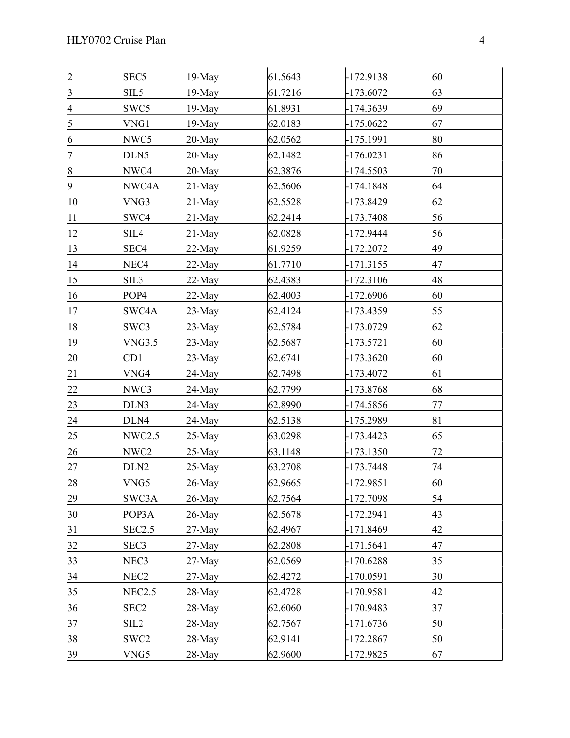| 2 | SEC5 | 19-May | 61.5643 | -172.9138 | 60 |
|---|---|---|---|---|---|
| 3 | SIL5 | 19-May | 61.7216 | -173.6072 | 63 |
| 4 | SWC5 | 19-May | 61.8931 | -174.3639 | 69 |
| 5 | VNG1 | 19-May | 62.0183 | -175.0622 | 67 |
| 6 | NWC5 | 20-May | 62.0562 | -175.1991 | 80 |
| 7 | DLN5 | 20-May | 62.1482 | -176.0231 | 86 |
| 8 | NWC4 | 20-May | 62.3876 | -174.5503 | 70 |
| 9 | NWC4A | 21-May | 62.5606 | -174.1848 | 64 |
| 10 | VNG3 | 21-May | 62.5528 | -173.8429 | 62 |
| 11 | SWC4 | 21-May | 62.2414 | -173.7408 | 56 |
| 12 | SIL4 | 21-May | 62.0828 | -172.9444 | 56 |
| 13 | SEC4 | 22-May | 61.9259 | -172.2072 | 49 |
| 14 | NEC4 | 22-May | 61.7710 | -171.3155 | 47 |
| 15 | SIL3 | 22-May | 62.4383 | -172.3106 | 48 |
| 16 | POP4 | 22-May | 62.4003 | -172.6906 | 60 |
| 17 | SWC4A | 23-May | 62.4124 | -173.4359 | 55 |
| 18 | SWC3 | 23-May | 62.5784 | -173.0729 | 62 |
| 19 | VNG3.5 | 23-May | 62.5687 | -173.5721 | 60 |
| 20 | CD1 | 23-May | 62.6741 | -173.3620 | 60 |
| 21 | VNG4 | 24-May | 62.7498 | -173.4072 | 61 |
| 22 | NWC3 | 24-May | 62.7799 | -173.8768 | 68 |
| 23 | DLN3 | 24-May | 62.8990 | -174.5856 | 77 |
| 24 | DLN4 | 24-May | 62.5138 | -175.2989 | 81 |
| 25 | NWC2.5 | 25-May | 63.0298 | -173.4423 | 65 |
| 26 | NWC2 | 25-May | 63.1148 | -173.1350 | 72 |
| 27 | DLN2 | 25-May | 63.2708 | -173.7448 | 74 |
| 28 | VNG5 | 26-May | 62.9665 | -172.9851 | 60 |
| 29 | SWC3A | 26-May | 62.7564 | -172.7098 | 54 |
| 30 | POP3A | 26-May | 62.5678 | -172.2941 | 43 |
| 31 | SEC2.5 | 27-May | 62.4967 | -171.8469 | 42 |
| 32 | SEC3 | 27-May | 62.2808 | -171.5641 | 47 |
| 33 | NEC3 | 27-May | 62.0569 | -170.6288 | 35 |
| 34 | NEC2 | 27-May | 62.4272 | -170.0591 | 30 |
| 35 | NEC2.5 | 28-May | 62.4728 | -170.9581 | 42 |
| 36 | SEC2 | 28-May | 62.6060 | -170.9483 | 37 |
| 37 | SIL2 | 28-May | 62.7567 | -171.6736 | 50 |
| 38 | SWC2 | 28-May | 62.9141 | -172.2867 | 50 |
| 39 | VNG5 | 28-May | 62.9600 | -172.9825 | 67 |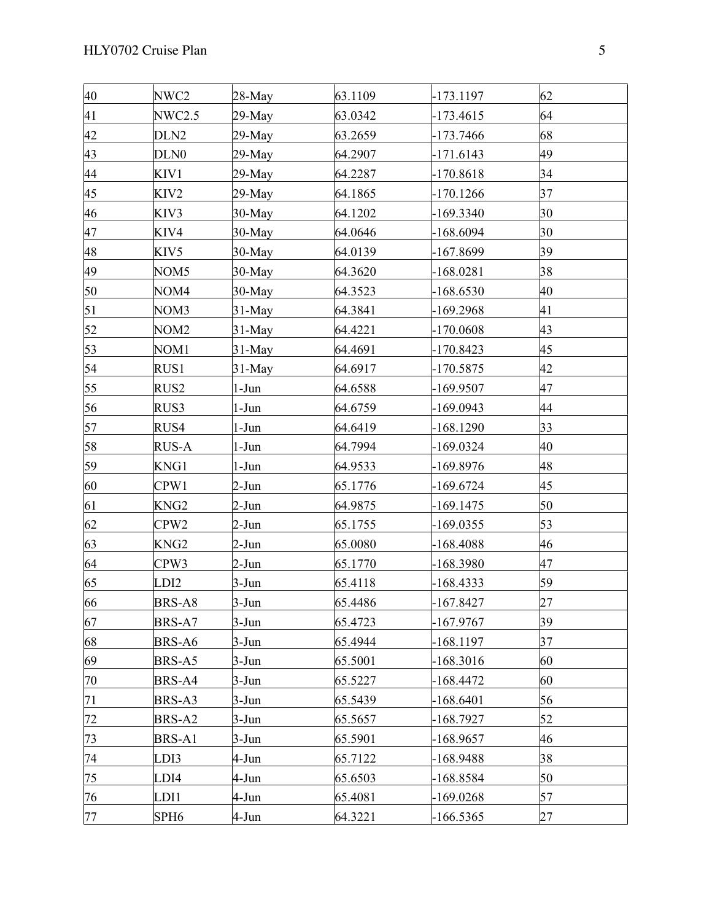| 40 | NWC2 | 28-May | 63.1109 | -173.1197 | 62 |
|---|---|---|---|---|---|
| 41 | NWC2.5 | 29-May | 63.0342 | -173.4615 | 64 |
| 42 | DLN2 | 29-May | 63.2659 | -173.7466 | 68 |
| 43 | DLN0 | 29-May | 64.2907 | -171.6143 | 49 |
| 44 | KIV1 | 29-May | 64.2287 | -170.8618 | 34 |
| 45 | KIV2 | 29-May | 64.1865 | -170.1266 | 37 |
| 46 | KIV3 | 30-May | 64.1202 | -169.3340 | 30 |
| 47 | KIV4 | 30-May | 64.0646 | -168.6094 | 30 |
| 48 | KIV5 | 30-May | 64.0139 | -167.8699 | 39 |
| 49 | NOM5 | 30-May | 64.3620 | -168.0281 | 38 |
| 50 | NOM4 | 30-May | 64.3523 | -168.6530 | 40 |
| 51 | NOM3 | 31-May | 64.3841 | -169.2968 | 41 |
| 52 | NOM2 | 31-May | 64.4221 | -170.0608 | 43 |
| 53 | NOM1 | 31-May | 64.4691 | -170.8423 | 45 |
| 54 | RUS1 | 31-May | 64.6917 | -170.5875 | 42 |
| 55 | RUS2 | 1-Jun | 64.6588 | -169.9507 | 47 |
| 56 | RUS3 | 1-Jun | 64.6759 | -169.0943 | 44 |
| 57 | RUS4 | 1-Jun | 64.6419 | -168.1290 | 33 |
| 58 | RUS-A | 1-Jun | 64.7994 | -169.0324 | 40 |
| 59 | KNG1 | 1-Jun | 64.9533 | -169.8976 | 48 |
| 60 | CPW1 | 2-Jun | 65.1776 | -169.6724 | 45 |
| 61 | KNG2 | 2-Jun | 64.9875 | -169.1475 | 50 |
| 62 | CPW2 | 2-Jun | 65.1755 | -169.0355 | 53 |
| 63 | KNG2 | 2-Jun | 65.0080 | -168.4088 | 46 |
| 64 | CPW3 | 2-Jun | 65.1770 | -168.3980 | 47 |
| 65 | LDI2 | 3-Jun | 65.4118 | -168.4333 | 59 |
| 66 | BRS-A8 | 3-Jun | 65.4486 | -167.8427 | 27 |
| 67 | BRS-A7 | 3-Jun | 65.4723 | -167.9767 | 39 |
| 68 | BRS-A6 | 3-Jun | 65.4944 | -168.1197 | 37 |
| 69 | BRS-A5 | 3-Jun | 65.5001 | -168.3016 | 60 |
| 70 | BRS-A4 | 3-Jun | 65.5227 | -168.4472 | 60 |
| 71 | BRS-A3 | 3-Jun | 65.5439 | -168.6401 | 56 |
| 72 | BRS-A2 | 3-Jun | 65.5657 | -168.7927 | 52 |
| 73 | BRS-A1 | 3-Jun | 65.5901 | -168.9657 | 46 |
| 74 | LDI3 | 4-Jun | 65.7122 | -168.9488 | 38 |
| 75 | LDI4 | 4-Jun | 65.6503 | -168.8584 | 50 |
| 76 | LDI1 | 4-Jun | 65.4081 | -169.0268 | 57 |
| 77 | SPH6 | 4-Jun | 64.3221 | -166.5365 | 27 |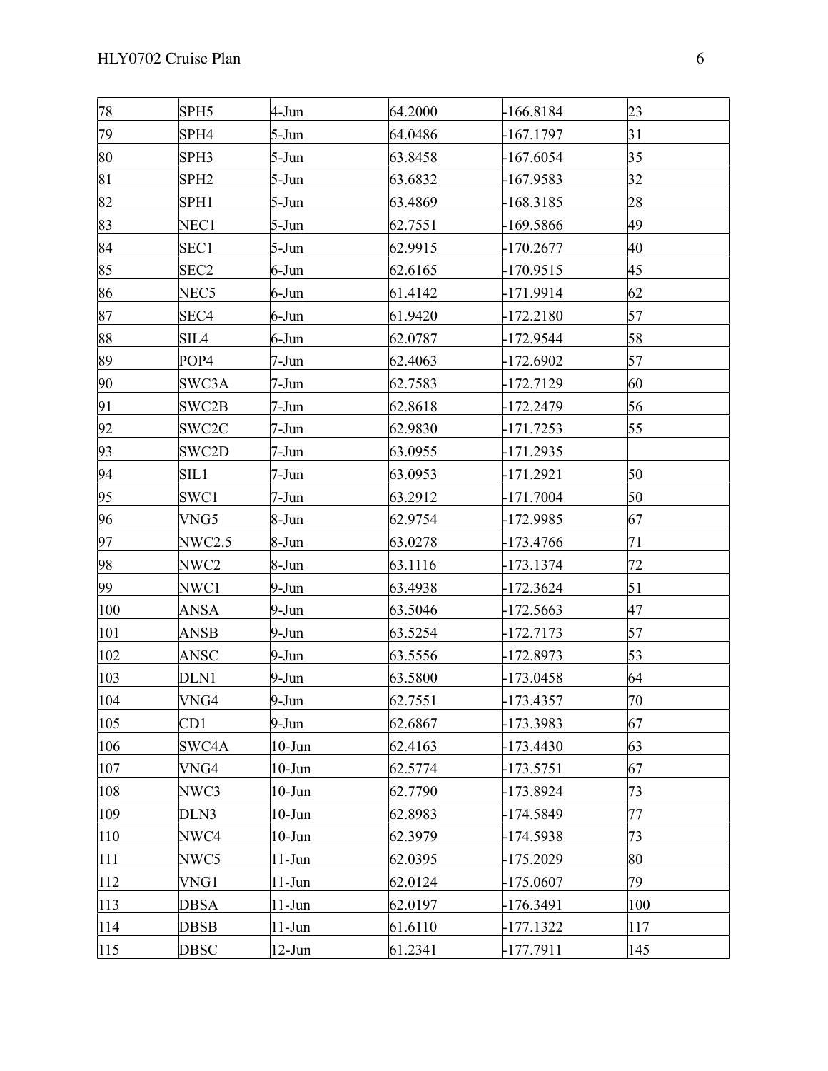| 78 | SPH5 | 4-Jun | 64.2000 | -166.8184 | 23 |
|---|---|---|---|---|---|
| 79 | SPH4 | 5-Jun | 64.0486 | -167.1797 | 31 |
| 80 | SPH3 | 5-Jun | 63.8458 | -167.6054 | 35 |
| 81 | SPH2 | 5-Jun | 63.6832 | -167.9583 | 32 |
| 82 | SPH1 | 5-Jun | 63.4869 | -168.3185 | 28 |
| 83 | NEC1 | 5-Jun | 62.7551 | -169.5866 | 49 |
| 84 | SEC1 | 5-Jun | 62.9915 | -170.2677 | 40 |
| 85 | SEC2 | 6-Jun | 62.6165 | -170.9515 | 45 |
| 86 | NEC5 | 6-Jun | 61.4142 | -171.9914 | 62 |
| 87 | SEC4 | 6-Jun | 61.9420 | -172.2180 | 57 |
| 88 | SIL4 | 6-Jun | 62.0787 | -172.9544 | 58 |
| 89 | POP4 | 7-Jun | 62.4063 | -172.6902 | 57 |
| 90 | SWC3A | 7-Jun | 62.7583 | -172.7129 | 60 |
| 91 | SWC2B | 7-Jun | 62.8618 | -172.2479 | 56 |
| 92 | SWC2C | 7-Jun | 62.9830 | -171.7253 | 55 |
| 93 | SWC2D | 7-Jun | 63.0955 | -171.2935 | |
| 94 | SIL1 | 7-Jun | 63.0953 | -171.2921 | 50 |
| 95 | SWC1 | 7-Jun | 63.2912 | -171.7004 | 50 |
| 96 | VNG5 | 8-Jun | 62.9754 | -172.9985 | 67 |
| 97 | NWC2.5 | 8-Jun | 63.0278 | -173.4766 | 71 |
| 98 | NWC2 | 8-Jun | 63.1116 | -173.1374 | 72 |
| 99 | NWC1 | 9-Jun | 63.4938 | -172.3624 | 51 |
| 100 | ANSA | 9-Jun | 63.5046 | -172.5663 | 47 |
| 101 | ANSB | 9-Jun | 63.5254 | -172.7173 | 57 |
| 102 | ANSC | 9-Jun | 63.5556 | -172.8973 | 53 |
| 103 | DLN1 | 9-Jun | 63.5800 | -173.0458 | 64 |
| 104 | VNG4 | 9-Jun | 62.7551 | -173.4357 | 70 |
| 105 | CD1 | 9-Jun | 62.6867 | -173.3983 | 67 |
| 106 | SWC4A | 10-Jun | 62.4163 | -173.4430 | 63 |
| 107 | VNG4 | 10-Jun | 62.5774 | -173.5751 | 67 |
| 108 | NWC3 | 10-Jun | 62.7790 | -173.8924 | 73 |
| 109 | DLN3 | 10-Jun | 62.8983 | -174.5849 | 77 |
| 110 | NWC4 | 10-Jun | 62.3979 | -174.5938 | 73 |
| 111 | NWC5 | 11-Jun | 62.0395 | -175.2029 | 80 |
| 112 | VNG1 | 11-Jun | 62.0124 | -175.0607 | 79 |
| 113 | DBSA | 11-Jun | 62.0197 | -176.3491 | 100 |
| 114 | DBSB | 11-Jun | 61.6110 | -177.1322 | 117 |
| 115 | DBSC | 12-Jun | 61.2341 | -177.7911 | 145 |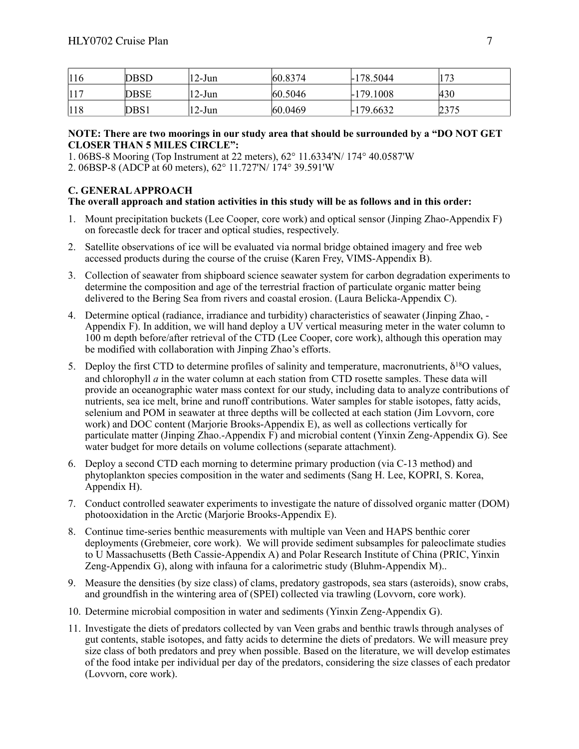| 116 | DBSD | 12-Jun | 60.8374 | -178.5044 | 173 |
|---|---|---|---|---|---|
| 117 | DBSE | 12-Jun | 60.5046 | -179.1008 | 430 |
| 118 | DBS1 | 12-Jun | 60.0469 | -179.6632 | 2375 |

**NOTE: There are two moorings in our study area that should be surrounded by a "DO NOT GET CLOSER THAN 5 MILES CIRCLE":**

1. 06BS-8 Mooring (Top Instrument at 22 meters), 62° 11.6334'N/ 174° 40.0587'W
2. 06BSP-8 (ADCP at 60 meters), 62° 11.727'N/ 174° 39.591'W

### C. GENERAL APPROACH

**The overall approach and station activities in this study will be as follows and in this order:**

1. Mount precipitation buckets (Lee Cooper, core work) and optical sensor (Jinping Zhao-Appendix F) on forecastle deck for tracer and optical studies, respectively.
2. Satellite observations of ice will be evaluated via normal bridge obtained imagery and free web accessed products during the course of the cruise (Karen Frey, VIMS-Appendix B).
3. Collection of seawater from shipboard science seawater system for carbon degradation experiments to determine the composition and age of the terrestrial fraction of particulate organic matter being delivered to the Bering Sea from rivers and coastal erosion. (Laura Belicka-Appendix C).
4. Determine optical (radiance, irradiance and turbidity) characteristics of seawater (Jinping Zhao, -Appendix F). In addition, we will hand deploy a UV vertical measuring meter in the water column to 100 m depth before/after retrieval of the CTD (Lee Cooper, core work), although this operation may be modified with collaboration with Jinping Zhao's efforts.
5. Deploy the first CTD to determine profiles of salinity and temperature, macronutrients, $\delta^{18}O$ values, and chlorophyll *a* in the water column at each station from CTD rosette samples. These data will provide an oceanographic water mass context for our study, including data to analyze contributions of nutrients, sea ice melt, brine and runoff contributions. Water samples for stable isotopes, fatty acids, selenium and POM in seawater at three depths will be collected at each station (Jim Lovvorn, core work) and DOC content (Marjorie Brooks-Appendix E), as well as collections vertically for particulate matter (Jinping Zhao.-Appendix F) and microbial content (Yinxin Zeng-Appendix G). See water budget for more details on volume collections (separate attachment).
6. Deploy a second CTD each morning to determine primary production (via C-13 method) and phytoplankton species composition in the water and sediments (Sang H. Lee, KOPRI, S. Korea, Appendix H).
7. Conduct controlled seawater experiments to investigate the nature of dissolved organic matter (DOM) photooxidation in the Arctic (Marjorie Brooks-Appendix E).
8. Continue time-series benthic measurements with multiple van Veen and HAPS benthic corer deployments (Grebmeier, core work). We will provide sediment subsamples for paleoclimate studies to U Massachusetts (Beth Cassie-Appendix A) and Polar Research Institute of China (PRIC, Yinxin Zeng-Appendix G), along with infauna for a calorimetric study (Bluhm-Appendix M)..
9. Measure the densities (by size class) of clams, predatory gastropods, sea stars (asteroids), snow crabs, and groundfish in the wintering area of (SPEI) collected via trawling (Lovvorn, core work).
10. Determine microbial composition in water and sediments (Yinxin Zeng-Appendix G).
11. Investigate the diets of predators collected by van Veen grabs and benthic trawls through analyses of gut contents, stable isotopes, and fatty acids to determine the diets of predators. We will measure prey size class of both predators and prey when possible. Based on the literature, we will develop estimates of the food intake per individual per day of the predators, considering the size classes of each predator (Lovvorn, core work).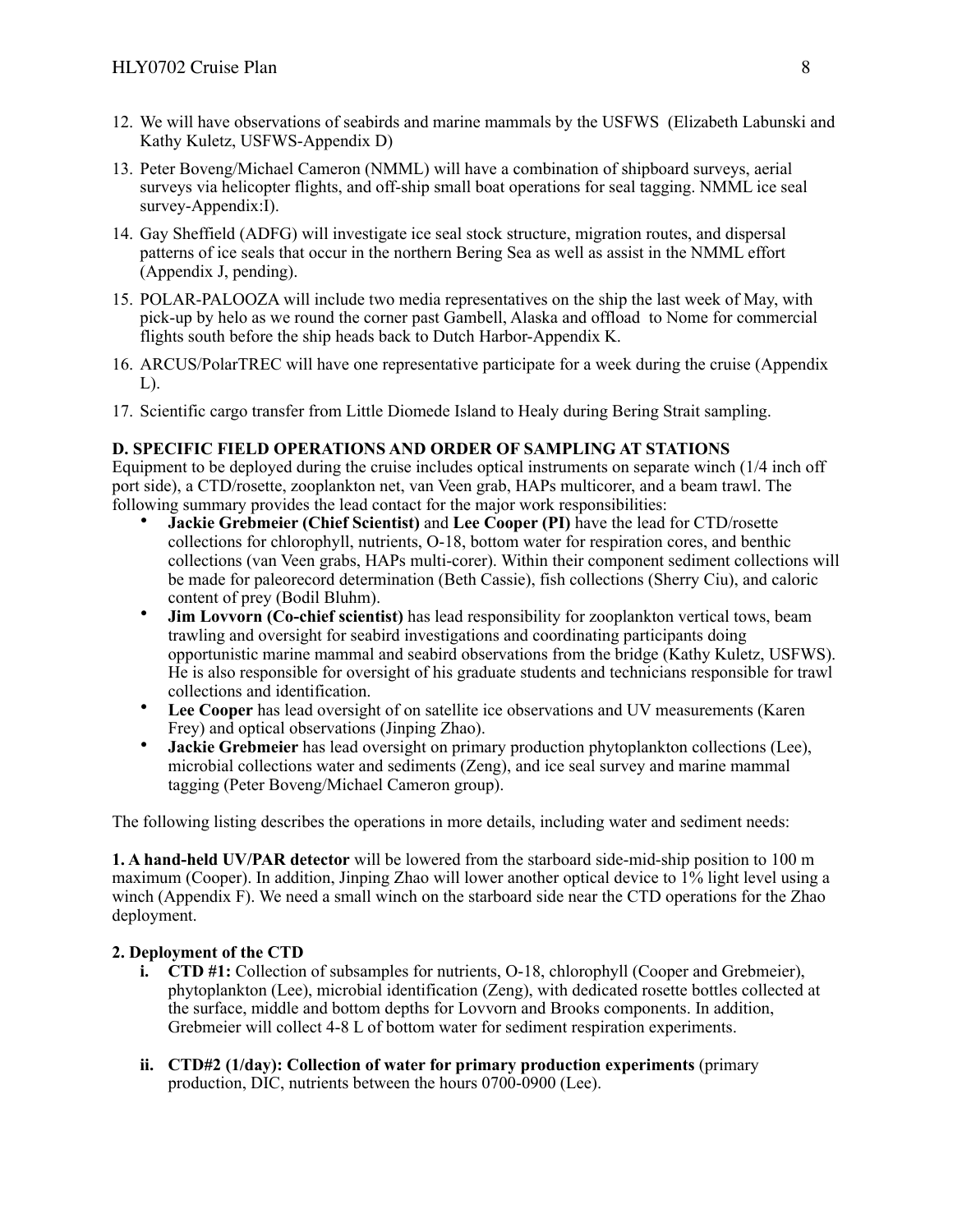12. We will have observations of seabirds and marine mammals by the USFWS (Elizabeth Labunski and Kathy Kuletz, USFWS-Appendix D)
13. Peter Boveng/Michael Cameron (NMML) will have a combination of shipboard surveys, aerial surveys via helicopter flights, and off-ship small boat operations for seal tagging. NMML ice seal survey-Appendix:I).
14. Gay Sheffield (ADFG) will investigate ice seal stock structure, migration routes, and dispersal patterns of ice seals that occur in the northern Bering Sea as well as assist in the NMML effort (Appendix J, pending).
15. POLAR-PALOOZA will include two media representatives on the ship the last week of May, with pick-up by helo as we round the corner past Gambell, Alaska and offload to Nome for commercial flights south before the ship heads back to Dutch Harbor-Appendix K.
16. ARCUS/PolarTREC will have one representative participate for a week during the cruise (Appendix L).
17. Scientific cargo transfer from Little Diomede Island to Healy during Bering Strait sampling.

**D. SPECIFIC FIELD OPERATIONS AND ORDER OF SAMPLING AT STATIONS**

Equipment to be deployed during the cruise includes optical instruments on separate winch (1/4 inch off port side), a CTD/rosette, zooplankton net, van Veen grab, HAPs multicorer, and a beam trawl. The following summary provides the lead contact for the major work responsibilities:

- **Jackie Grebmeier (Chief Scientist)** and **Lee Cooper (PI)** have the lead for CTD/rosette collections for chlorophyll, nutrients, O-18, bottom water for respiration cores, and benthic collections (van Veen grabs, HAPs multi-corer). Within their component sediment collections will be made for paleorecord determination (Beth Cassie), fish collections (Sherry Ciu), and caloric content of prey (Bodil Bluhm).
- **Jim Lovvorn (Co-chief scientist)** has lead responsibility for zooplankton vertical tows, beam trawling and oversight for seabird investigations and coordinating participants doing opportunistic marine mammal and seabird observations from the bridge (Kathy Kuletz, USFWS). He is also responsible for oversight of his graduate students and technicians responsible for trawl collections and identification.
- **Lee Cooper** has lead oversight of on satellite ice observations and UV measurements (Karen Frey) and optical observations (Jinping Zhao).
- **Jackie Grebmeier** has lead oversight on primary production phytoplankton collections (Lee), microbial collections water and sediments (Zeng), and ice seal survey and marine mammal tagging (Peter Boveng/Michael Cameron group).

The following listing describes the operations in more details, including water and sediment needs:

**1. A hand-held UV/PAR detector** will be lowered from the starboard side-mid-ship position to 100 m maximum (Cooper). In addition, Jinping Zhao will lower another optical device to 1% light level using a winch (Appendix F). We need a small winch on the starboard side near the CTD operations for the Zhao deployment.

**2. Deployment of the CTD**

i. **CTD #1:** Collection of subsamples for nutrients, O-18, chlorophyll (Cooper and Grebmeier), phytoplankton (Lee), microbial identification (Zeng), with dedicated rosette bottles collected at the surface, middle and bottom depths for Lovvorn and Brooks components. In addition, Grebmeier will collect 4-8 L of bottom water for sediment respiration experiments.

ii. **CTD#2 (1/day): Collection of water for primary production experiments** (primary production, DIC, nutrients between the hours 0700-0900 (Lee).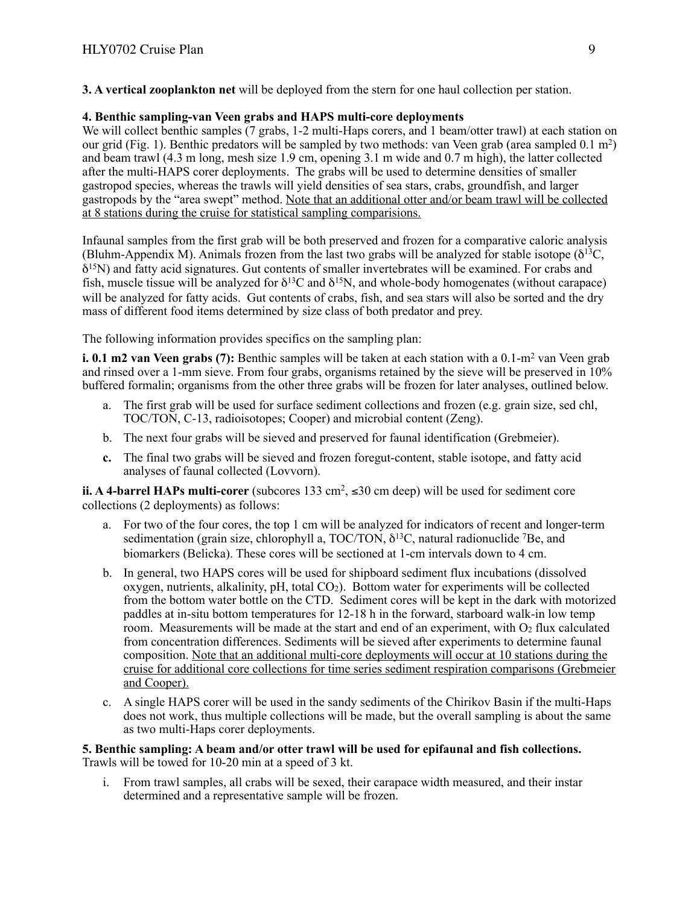**3. A vertical zooplankton net** will be deployed from the stern for one haul collection per station.

**4. Benthic sampling-van Veen grabs and HAPS multi-core deployments**

We will collect benthic samples (7 grabs, 1-2 multi-Haps corers, and 1 beam/otter trawl) at each station on our grid (Fig. 1). Benthic predators will be sampled by two methods: van Veen grab (area sampled 0.1 $m^2$) and beam trawl (4.3 m long, mesh size 1.9 cm, opening 3.1 m wide and 0.7 m high), the latter collected after the multi-HAPS corer deployments. The grabs will be used to determine densities of smaller gastropod species, whereas the trawls will yield densities of sea stars, crabs, groundfish, and larger gastropods by the "area swept" method. <u>Note that an additional otter and/or beam trawl will be collected at 8 stations during the cruise for statistical sampling comparisions.</u>

Infaunal samples from the first grab will be both preserved and frozen for a comparative caloric analysis (Bluhm-Appendix M). Animals frozen from the last two grabs will be analyzed for stable isotope ($\delta^{13}C$, $\delta^{15}N$) and fatty acid signatures. Gut contents of smaller invertebrates will be examined. For crabs and fish, muscle tissue will be analyzed for $\delta^{13}C$ and $\delta^{15}N$, and whole-body homogenates (without carapace) will be analyzed for fatty acids. Gut contents of crabs, fish, and sea stars will also be sorted and the dry mass of different food items determined by size class of both predator and prey.

The following information provides specifics on the sampling plan:

**i. 0.1 m2 van Veen grabs (7):** Benthic samples will be taken at each station with a 0.1-$m^2$ van Veen grab and rinsed over a 1-mm sieve. From four grabs, organisms retained by the sieve will be preserved in 10% buffered formalin; organisms from the other three grabs will be frozen for later analyses, outlined below.

a. The first grab will be used for surface sediment collections and frozen (e.g. grain size, sed chl, TOC/TON, C-13, radioisotopes; Cooper) and microbial content (Zeng).

b. The next four grabs will be sieved and preserved for faunal identification (Grebmeier).

**c.** The final two grabs will be sieved and frozen foregut-content, stable isotope, and fatty acid analyses of faunal collected (Lovvorn).

**ii. A 4-barrel HAPs multi-corer** (subcores 133 $cm^2$, ≤30 cm deep) will be used for sediment core collections (2 deployments) as follows:

a. For two of the four cores, the top 1 cm will be analyzed for indicators of recent and longer-term sedimentation (grain size, chlorophyll a, TOC/TON, $\delta^{13}C$, natural radionuclide $^{7}Be$, and biomarkers (Belicka). These cores will be sectioned at 1-cm intervals down to 4 cm.

b. In general, two HAPS cores will be used for shipboard sediment flux incubations (dissolved oxygen, nutrients, alkalinity, pH, total $CO_2$). Bottom water for experiments will be collected from the bottom water bottle on the CTD. Sediment cores will be kept in the dark with motorized paddles at in-situ bottom temperatures for 12-18 h in the forward, starboard walk-in low temp room. Measurements will be made at the start and end of an experiment, with $O_2$ flux calculated from concentration differences. Sediments will be sieved after experiments to determine faunal composition. <u>Note that an additional multi-core deployments will occur at 10 stations during the cruise for additional core collections for time series sediment respiration comparisons (Grebmeier and Cooper).</u>

c. A single HAPS corer will be used in the sandy sediments of the Chirikov Basin if the multi-Haps does not work, thus multiple collections will be made, but the overall sampling is about the same as two multi-Haps corer deployments.

**5. Benthic sampling: A beam and/or otter trawl will be used for epifaunal and fish collections.** Trawls will be towed for 10-20 min at a speed of 3 kt.

i. From trawl samples, all crabs will be sexed, their carapace width measured, and their instar determined and a representative sample will be frozen.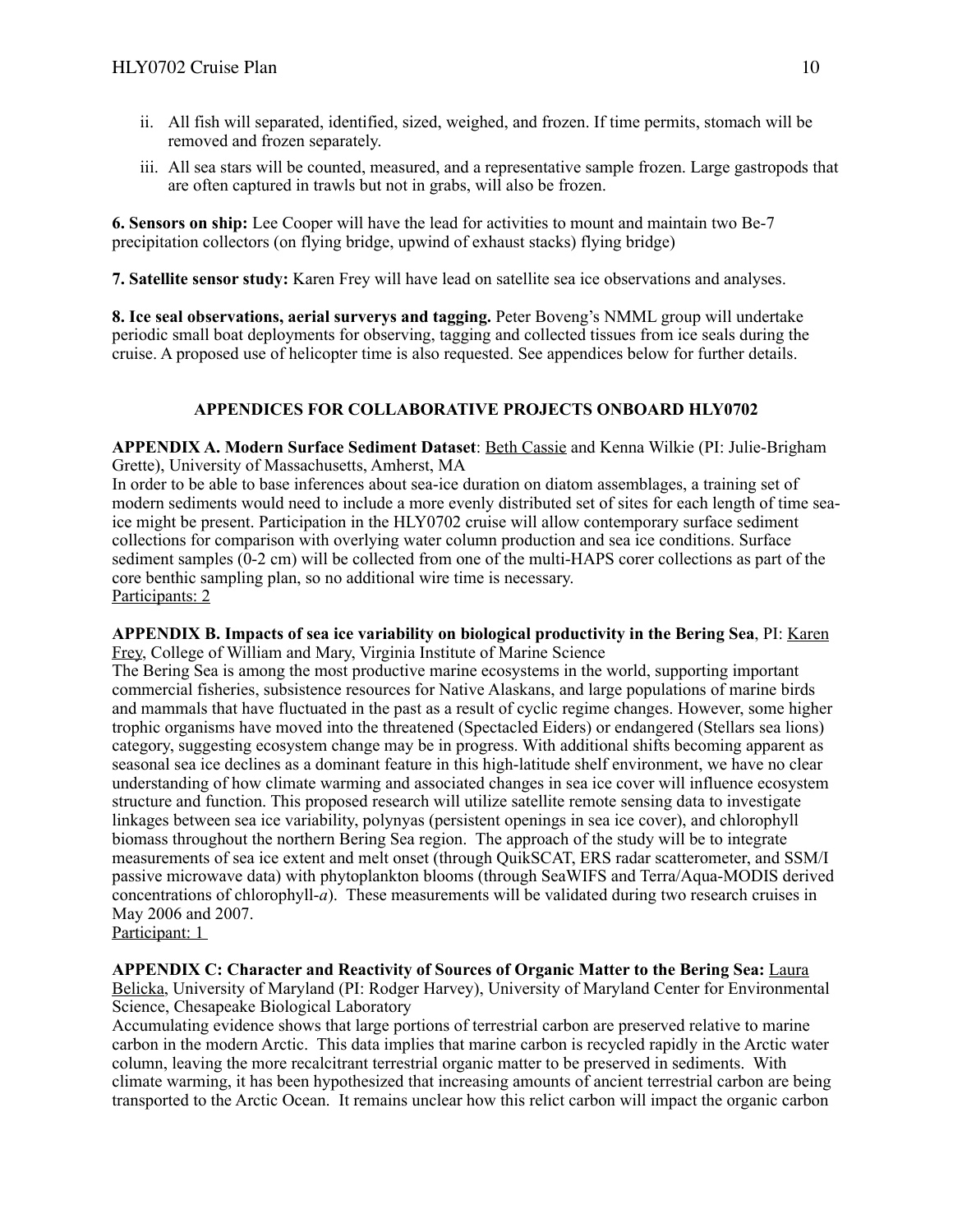ii. All fish will separated, identified, sized, weighed, and frozen. If time permits, stomach will be removed and frozen separately.

iii. All sea stars will be counted, measured, and a representative sample frozen. Large gastropods that are often captured in trawls but not in grabs, will also be frozen.

**6. Sensors on ship:** Lee Cooper will have the lead for activities to mount and maintain two Be-7 precipitation collectors (on flying bridge, upwind of exhaust stacks) flying bridge)

**7. Satellite sensor study:** Karen Frey will have lead on satellite sea ice observations and analyses.

**8. Ice seal observations, aerial surverys and tagging.** Peter Boveng's NMML group will undertake periodic small boat deployments for observing, tagging and collected tissues from ice seals during the cruise. A proposed use of helicopter time is also requested. See appendices below for further details.

## APPENDICES FOR COLLABORATIVE PROJECTS ONBOARD HLY0702

**APPENDIX A. Modern Surface Sediment Dataset**: Beth Cassie and Kenna Wilkie (PI: Julie-Brigham Grette), University of Massachusetts, Amherst, MA

In order to be able to base inferences about sea-ice duration on diatom assemblages, a training set of modern sediments would need to include a more evenly distributed set of sites for each length of time sea-ice might be present. Participation in the HLY0702 cruise will allow contemporary surface sediment collections for comparison with overlying water column production and sea ice conditions. Surface sediment samples (0-2 cm) will be collected from one of the multi-HAPS corer collections as part of the core benthic sampling plan, so no additional wire time is necessary.

Participants: 2

**APPENDIX B. Impacts of sea ice variability on biological productivity in the Bering Sea**, PI: Karen Frey, College of William and Mary, Virginia Institute of Marine Science

The Bering Sea is among the most productive marine ecosystems in the world, supporting important commercial fisheries, subsistence resources for Native Alaskans, and large populations of marine birds and mammals that have fluctuated in the past as a result of cyclic regime changes. However, some higher trophic organisms have moved into the threatened (Spectacled Eiders) or endangered (Stellars sea lions) category, suggesting ecosystem change may be in progress. With additional shifts becoming apparent as seasonal sea ice declines as a dominant feature in this high-latitude shelf environment, we have no clear understanding of how climate warming and associated changes in sea ice cover will influence ecosystem structure and function. This proposed research will utilize satellite remote sensing data to investigate linkages between sea ice variability, polynyas (persistent openings in sea ice cover), and chlorophyll biomass throughout the northern Bering Sea region. The approach of the study will be to integrate measurements of sea ice extent and melt onset (through QuikSCAT, ERS radar scatterometer, and SSM/I passive microwave data) with phytoplankton blooms (through SeaWIFS and Terra/Aqua-MODIS derived concentrations of chlorophyll-*a*). These measurements will be validated during two research cruises in May 2006 and 2007.

Participant: 1

**APPENDIX C: Character and Reactivity of Sources of Organic Matter to the Bering Sea:** Laura Belicka, University of Maryland (PI: Rodger Harvey), University of Maryland Center for Environmental Science, Chesapeake Biological Laboratory

Accumulating evidence shows that large portions of terrestrial carbon are preserved relative to marine carbon in the modern Arctic. This data implies that marine carbon is recycled rapidly in the Arctic water column, leaving the more recalcitrant terrestrial organic matter to be preserved in sediments. With climate warming, it has been hypothesized that increasing amounts of ancient terrestrial carbon are being transported to the Arctic Ocean. It remains unclear how this relict carbon will impact the organic carbon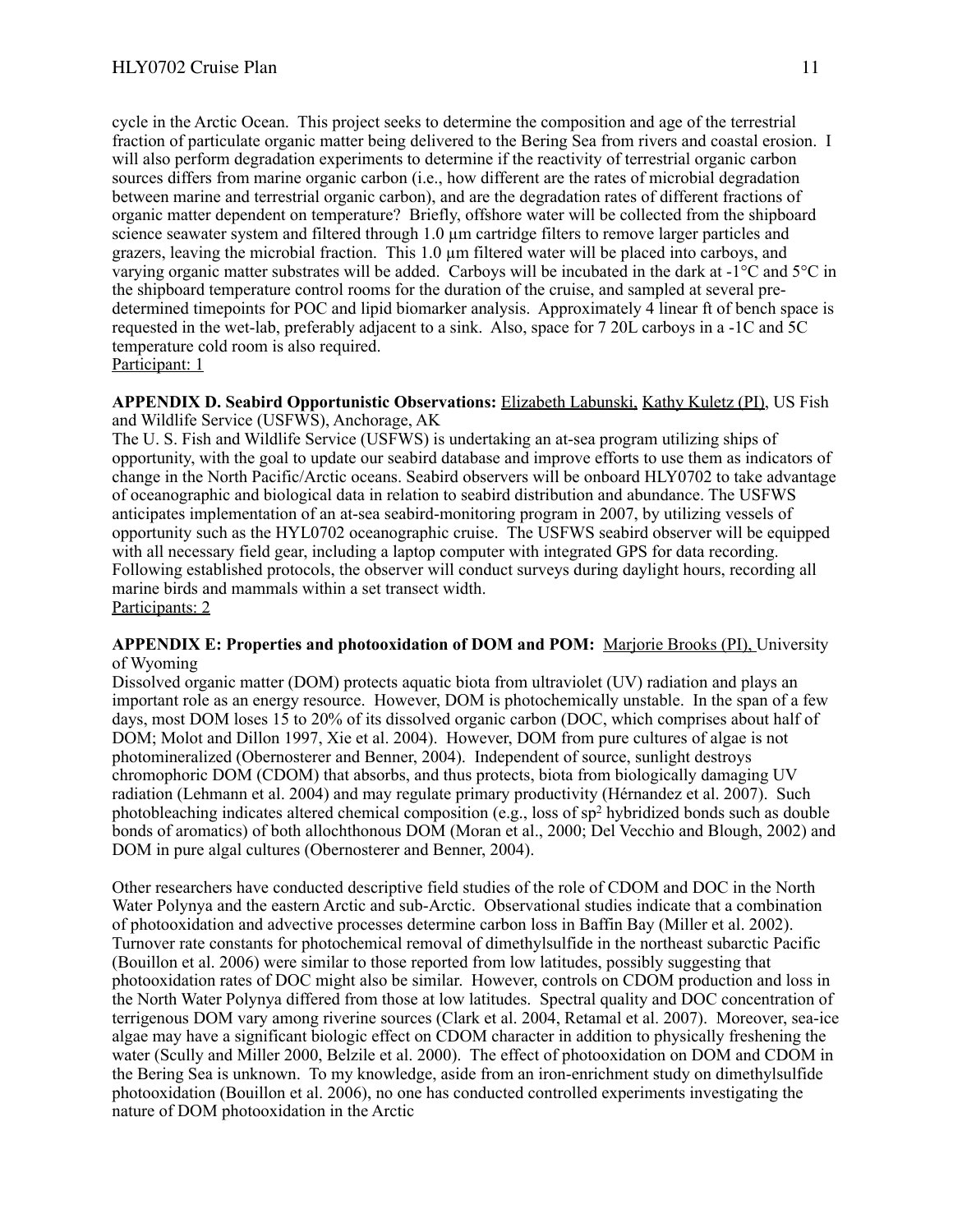cycle in the Arctic Ocean. This project seeks to determine the composition and age of the terrestrial fraction of particulate organic matter being delivered to the Bering Sea from rivers and coastal erosion. I will also perform degradation experiments to determine if the reactivity of terrestrial organic carbon sources differs from marine organic carbon (i.e., how different are the rates of microbial degradation between marine and terrestrial organic carbon), and are the degradation rates of different fractions of organic matter dependent on temperature? Briefly, offshore water will be collected from the shipboard science seawater system and filtered through 1.0 µm cartridge filters to remove larger particles and grazers, leaving the microbial fraction. This 1.0 µm filtered water will be placed into carboys, and varying organic matter substrates will be added. Carboys will be incubated in the dark at -1°C and 5°C in the shipboard temperature control rooms for the duration of the cruise, and sampled at several pre-determined timepoints for POC and lipid biomarker analysis. Approximately 4 linear ft of bench space is requested in the wet-lab, preferably adjacent to a sink. Also, space for 7 20L carboys in a -1C and 5C temperature cold room is also required.
Participant: 1

**APPENDIX D. Seabird Opportunistic Observations:** Elizabeth Labunski, Kathy Kuletz (PI), US Fish and Wildlife Service (USFWS), Anchorage, AK

The U. S. Fish and Wildlife Service (USFWS) is undertaking an at-sea program utilizing ships of opportunity, with the goal to update our seabird database and improve efforts to use them as indicators of change in the North Pacific/Arctic oceans. Seabird observers will be onboard HLY0702 to take advantage of oceanographic and biological data in relation to seabird distribution and abundance. The USFWS anticipates implementation of an at-sea seabird-monitoring program in 2007, by utilizing vessels of opportunity such as the HYL0702 oceanographic cruise. The USFWS seabird observer will be equipped with all necessary field gear, including a laptop computer with integrated GPS for data recording. Following established protocols, the observer will conduct surveys during daylight hours, recording all marine birds and mammals within a set transect width.
Participants: 2

**APPENDIX E: Properties and photooxidation of DOM and POM:** Marjorie Brooks (PI), University of Wyoming

Dissolved organic matter (DOM) protects aquatic biota from ultraviolet (UV) radiation and plays an important role as an energy resource. However, DOM is photochemically unstable. In the span of a few days, most DOM loses 15 to 20% of its dissolved organic carbon (DOC, which comprises about half of DOM; Molot and Dillon 1997, Xie et al. 2004). However, DOM from pure cultures of algae is not photomineralized (Obernosterer and Benner, 2004). Independent of source, sunlight destroys chromophoric DOM (CDOM) that absorbs, and thus protects, biota from biologically damaging UV radiation (Lehmann et al. 2004) and may regulate primary productivity (Hérnandez et al. 2007). Such photobleaching indicates altered chemical composition (e.g., loss of $sp^2$ hybridized bonds such as double bonds of aromatics) of both allochthonous DOM (Moran et al., 2000; Del Vecchio and Blough, 2002) and DOM in pure algal cultures (Obernosterer and Benner, 2004).

Other researchers have conducted descriptive field studies of the role of CDOM and DOC in the North Water Polynya and the eastern Arctic and sub-Arctic. Observational studies indicate that a combination of photooxidation and advective processes determine carbon loss in Baffin Bay (Miller et al. 2002). Turnover rate constants for photochemical removal of dimethylsulfide in the northeast subarctic Pacific (Bouillon et al. 2006) were similar to those reported from low latitudes, possibly suggesting that photooxidation rates of DOC might also be similar. However, controls on CDOM production and loss in the North Water Polynya differed from those at low latitudes. Spectral quality and DOC concentration of terrigenous DOM vary among riverine sources (Clark et al. 2004, Retamal et al. 2007). Moreover, sea-ice algae may have a significant biologic effect on CDOM character in addition to physically freshening the water (Scully and Miller 2000, Belzile et al. 2000). The effect of photooxidation on DOM and CDOM in the Bering Sea is unknown. To my knowledge, aside from an iron-enrichment study on dimethylsulfide photooxidation (Bouillon et al. 2006), no one has conducted controlled experiments investigating the nature of DOM photooxidation in the Arctic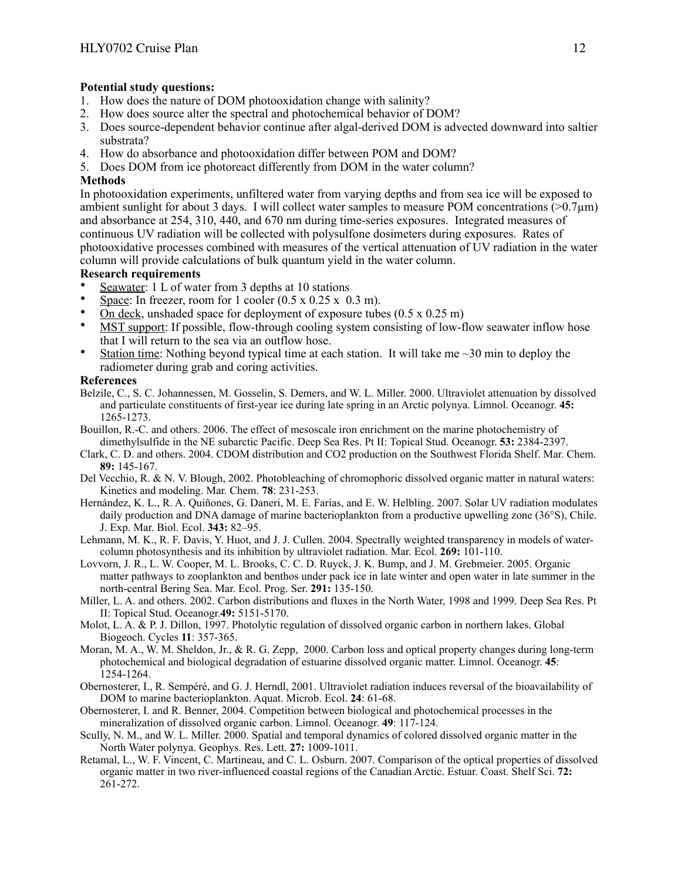**Potential study questions:**

1. How does the nature of DOM photooxidation change with salinity?
2. How does source alter the spectral and photochemical behavior of DOM?
3. Does source-dependent behavior continue after algal-derived DOM is advected downward into saltier substrata?
4. How do absorbance and photooxidation differ between POM and DOM?
5. Does DOM from ice photoreact differently from DOM in the water column?

**Methods**

In photooxidation experiments, unfiltered water from varying depths and from sea ice will be exposed to ambient sunlight for about 3 days. I will collect water samples to measure POM concentrations (>0.7µm) and absorbance at 254, 310, 440, and 670 nm during time-series exposures. Integrated measures of continuous UV radiation will be collected with polysulfone dosimeters during exposures. Rates of photooxidative processes combined with measures of the vertical attenuation of UV radiation in the water column will provide calculations of bulk quantum yield in the water column.

**Research requirements**

- Seawater: 1 L of water from 3 depths at 10 stations
- Space: In freezer, room for 1 cooler (0.5 x 0.25 x 0.3 m).
- On deck, unshaded space for deployment of exposure tubes (0.5 x 0.25 m)
- MST support: If possible, flow-through cooling system consisting of low-flow seawater inflow hose that I will return to the sea via an outflow hose.
- Station time: Nothing beyond typical time at each station. It will take me ~30 min to deploy the radiometer during grab and coring activities.

**References**

Belzile, C., S. C. Johannessen, M. Gosselin, S. Demers, and W. L. Miller. 2000. Ultraviolet attenuation by dissolved and particulate constituents of first-year ice during late spring in an Arctic polynya. Limnol. Oceanogr. **45:** 1265-1273.

Bouillon, R.-C. and others. 2006. The effect of mesoscale iron enrichment on the marine photochemistry of dimethylsulfide in the NE subarctic Pacific. Deep Sea Res. Pt II: Topical Stud. Oceanogr. **53:** 2384-2397.

Clark, C. D. and others. 2004. CDOM distribution and CO2 production on the Southwest Florida Shelf. Mar. Chem. **89:** 145-167.

Del Vecchio, R. & N. V. Blough, 2002. Photobleaching of chromophoric dissolved organic matter in natural waters: Kinetics and modeling. Mar. Chem. **78**: 231-253.

Hernández, K. L., R. A. Quiñones, G. Daneri, M. E. Farias, and E. W. Helbling. 2007. Solar UV radiation modulates daily production and DNA damage of marine bacterioplankton from a productive upwelling zone (36°S), Chile. J. Exp. Mar. Biol. Ecol. **343:** 82–95.

Lehmann, M. K., R. F. Davis, Y. Huot, and J. J. Cullen. 2004. Spectrally weighted transparency in models of water-column photosynthesis and its inhibition by ultraviolet radiation. Mar. Ecol. **269:** 101-110.

Lovvorn, J. R., L. W. Cooper, M. L. Brooks, C. C. D. Ruyck, J. K. Bump, and J. M. Grebmeier. 2005. Organic matter pathways to zooplankton and benthos under pack ice in late winter and open water in late summer in the north-central Bering Sea. Mar. Ecol. Prog. Ser. **291:** 135-150.

Miller, L. A. and others. 2002. Carbon distributions and fluxes in the North Water, 1998 and 1999. Deep Sea Res. Pt II: Topical Stud. Oceanogr.**49:** 5151-5170.

Molot, L. A. & P. J. Dillon, 1997. Photolytic regulation of dissolved organic carbon in northern lakes. Global Biogeoch. Cycles **11**: 357-365.

Moran, M. A., W. M. Sheldon, Jr., & R. G. Zepp, 2000. Carbon loss and optical property changes during long-term photochemical and biological degradation of estuarine dissolved organic matter. Limnol. Oceanogr. **45**: 1254-1264.

Obernosterer, I., R. Sempéré, and G. J. Herndl, 2001. Ultraviolet radiation induces reversal of the bioavailability of DOM to marine bacterioplankton. Aquat. Microb. Ecol. **24**: 61-68.

Obernosterer, I. and R. Benner, 2004. Competition between biological and photochemical processes in the mineralization of dissolved organic carbon. Limnol. Oceanogr. **49**: 117-124.

Scully, N. M., and W. L. Miller. 2000. Spatial and temporal dynamics of colored dissolved organic matter in the North Water polynya. Geophys. Res. Lett. **27:** 1009-1011.

Retamal, L., W. F. Vincent, C. Martineau, and C. L. Osburn. 2007. Comparison of the optical properties of dissolved organic matter in two river-influenced coastal regions of the Canadian Arctic. Estuar. Coast. Shelf Sci. **72:** 261-272.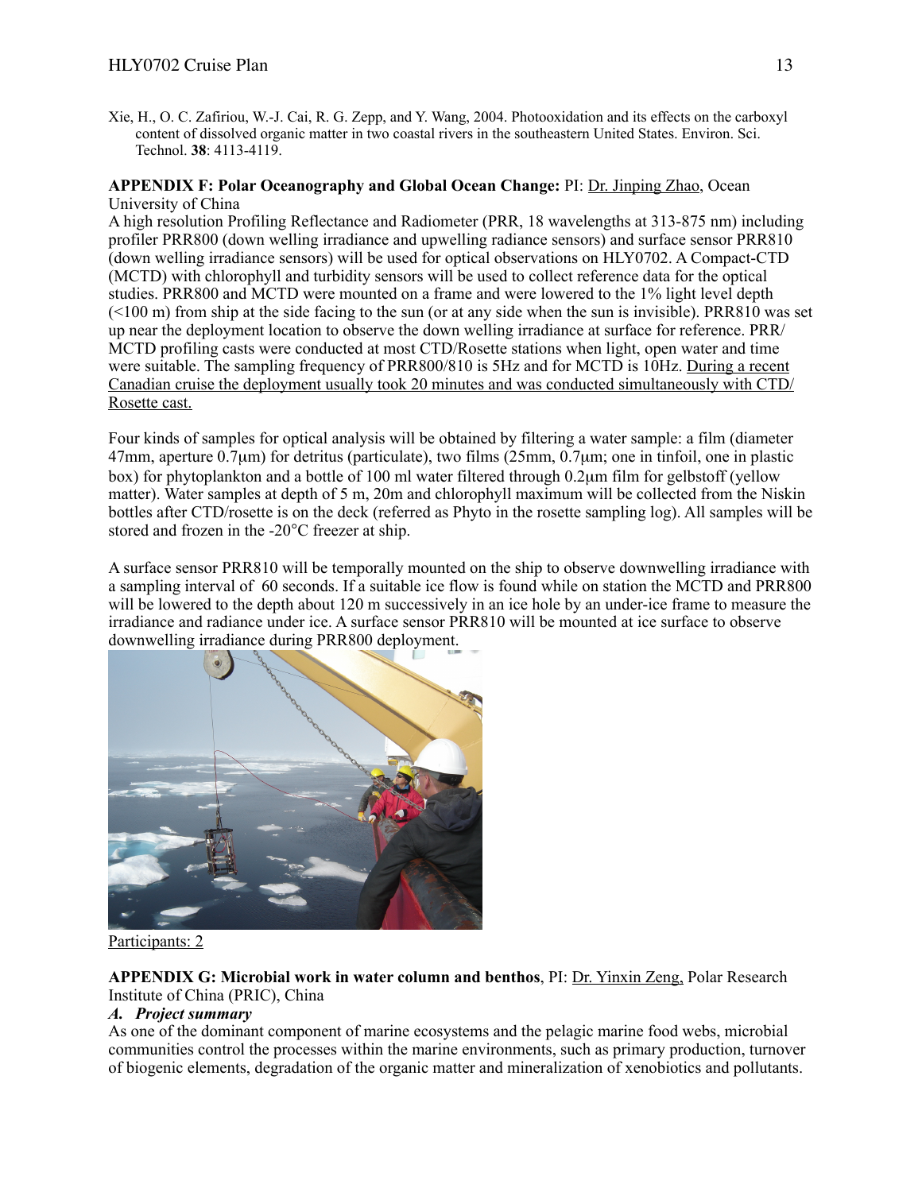Xie, H., O. C. Zafiriou, W.-J. Cai, R. G. Zepp, and Y. Wang, 2004. Photooxidation and its effects on the carboxyl content of dissolved organic matter in two coastal rivers in the southeastern United States. Environ. Sci. Technol. **38**: 4113-4119.

**APPENDIX F: Polar Oceanography and Global Ocean Change:** PI: Dr. Jinping Zhao, Ocean University of China

A high resolution Profiling Reflectance and Radiometer (PRR, 18 wavelengths at 313-875 nm) including profiler PRR800 (down welling irradiance and upwelling radiance sensors) and surface sensor PRR810 (down welling irradiance sensors) will be used for optical observations on HLY0702. A Compact-CTD (MCTD) with chlorophyll and turbidity sensors will be used to collect reference data for the optical studies. PRR800 and MCTD were mounted on a frame and were lowered to the 1% light level depth (<100 m) from ship at the side facing to the sun (or at any side when the sun is invisible). PRR810 was set up near the deployment location to observe the down welling irradiance at surface for reference. PRR/MCTD profiling casts were conducted at most CTD/Rosette stations when light, open water and time were suitable. The sampling frequency of PRR800/810 is 5Hz and for MCTD is 10Hz. During a recent Canadian cruise the deployment usually took 20 minutes and was conducted simultaneously with CTD/Rosette cast.

Four kinds of samples for optical analysis will be obtained by filtering a water sample: a film (diameter 47mm, aperture 0.7μm) for detritus (particulate), two films (25mm, 0.7μm; one in tinfoil, one in plastic box) for phytoplankton and a bottle of 100 ml water filtered through 0.2μm film for gelbstoff (yellow matter). Water samples at depth of 5 m, 20m and chlorophyll maximum will be collected from the Niskin bottles after CTD/rosette is on the deck (referred as Phyto in the rosette sampling log). All samples will be stored and frozen in the -20°C freezer at ship.

A surface sensor PRR810 will be temporally mounted on the ship to observe downwelling irradiance with a sampling interval of 60 seconds. If a suitable ice flow is found while on station the MCTD and PRR800 will be lowered to the depth about 120 m successively in an ice hole by an under-ice frame to measure the irradiance and radiance under ice. A surface sensor PRR810 will be mounted at ice surface to observe downwelling irradiance during PRR800 deployment.

Participants: 2

**APPENDIX G: Microbial work in water column and benthos**, PI: Dr. Yinxin Zeng, Polar Research Institute of China (PRIC), China

### *A. Project summary*

As one of the dominant component of marine ecosystems and the pelagic marine food webs, microbial communities control the processes within the marine environments, such as primary production, turnover of biogenic elements, degradation of the organic matter and mineralization of xenobiotics and pollutants.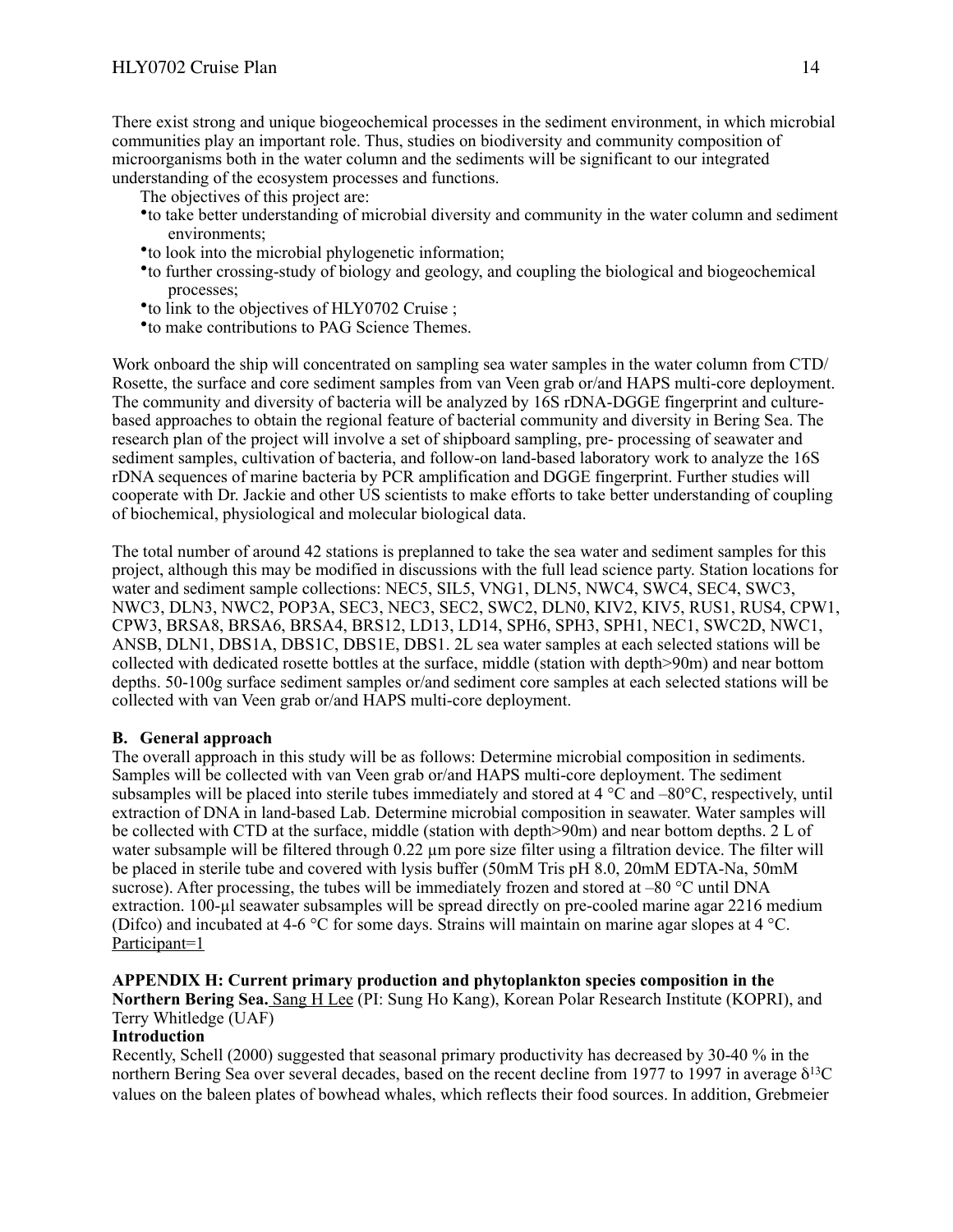There exist strong and unique biogeochemical processes in the sediment environment, in which microbial communities play an important role. Thus, studies on biodiversity and community composition of microorganisms both in the water column and the sediments will be significant to our integrated understanding of the ecosystem processes and functions.

The objectives of this project are:

- to take better understanding of microbial diversity and community in the water column and sediment environments;
- to look into the microbial phylogenetic information;
- to further crossing-study of biology and geology, and coupling the biological and biogeochemical processes;
- to link to the objectives of HLY0702 Cruise ;
- to make contributions to PAG Science Themes.

Work onboard the ship will concentrated on sampling sea water samples in the water column from CTD/ Rosette, the surface and core sediment samples from van Veen grab or/and HAPS multi-core deployment. The community and diversity of bacteria will be analyzed by 16S rDNA-DGGE fingerprint and culture-based approaches to obtain the regional feature of bacterial community and diversity in Bering Sea. The research plan of the project will involve a set of shipboard sampling, pre- processing of seawater and sediment samples, cultivation of bacteria, and follow-on land-based laboratory work to analyze the 16S rDNA sequences of marine bacteria by PCR amplification and DGGE fingerprint. Further studies will cooperate with Dr. Jackie and other US scientists to make efforts to take better understanding of coupling of biochemical, physiological and molecular biological data.

The total number of around 42 stations is preplanned to take the sea water and sediment samples for this project, although this may be modified in discussions with the full lead science party. Station locations for water and sediment sample collections: NEC5, SIL5, VNG1, DLN5, NWC4, SWC4, SEC4, SWC3, NWC3, DLN3, NWC2, POP3A, SEC3, NEC3, SEC2, SWC2, DLN0, KIV2, KIV5, RUS1, RUS4, CPW1, CPW3, BRSA8, BRSA6, BRSA4, BRS12, LD13, LD14, SPH6, SPH3, SPH1, NEC1, SWC2D, NWC1, ANSB, DLN1, DBS1A, DBS1C, DBS1E, DBS1. 2L sea water samples at each selected stations will be collected with dedicated rosette bottles at the surface, middle (station with depth>90m) and near bottom depths. 50-100g surface sediment samples or/and sediment core samples at each selected stations will be collected with van Veen grab or/and HAPS multi-core deployment.

**B. General approach**

The overall approach in this study will be as follows: Determine microbial composition in sediments. Samples will be collected with van Veen grab or/and HAPS multi-core deployment. The sediment subsamples will be placed into sterile tubes immediately and stored at 4 °C and –80°C, respectively, until extraction of DNA in land-based Lab. Determine microbial composition in seawater. Water samples will be collected with CTD at the surface, middle (station with depth>90m) and near bottom depths. 2 L of water subsample will be filtered through 0.22 μm pore size filter using a filtration device. The filter will be placed in sterile tube and covered with lysis buffer (50mM Tris pH 8.0, 20mM EDTA-Na, 50mM sucrose). After processing, the tubes will be immediately frozen and stored at –80 °C until DNA extraction. 100-μl seawater subsamples will be spread directly on pre-cooled marine agar 2216 medium (Difco) and incubated at 4-6 °C for some days. Strains will maintain on marine agar slopes at 4 °C. Participant=1

**APPENDIX H: Current primary production and phytoplankton species composition in the Northern Bering Sea.** Sang H Lee (PI: Sung Ho Kang), Korean Polar Research Institute (KOPRI), and Terry Whitledge (UAF)

**Introduction**

Recently, Schell (2000) suggested that seasonal primary productivity has decreased by 30-40 % in the northern Bering Sea over several decades, based on the recent decline from 1977 to 1997 in average $\delta^{13}C$ values on the baleen plates of bowhead whales, which reflects their food sources. In addition, Grebmeier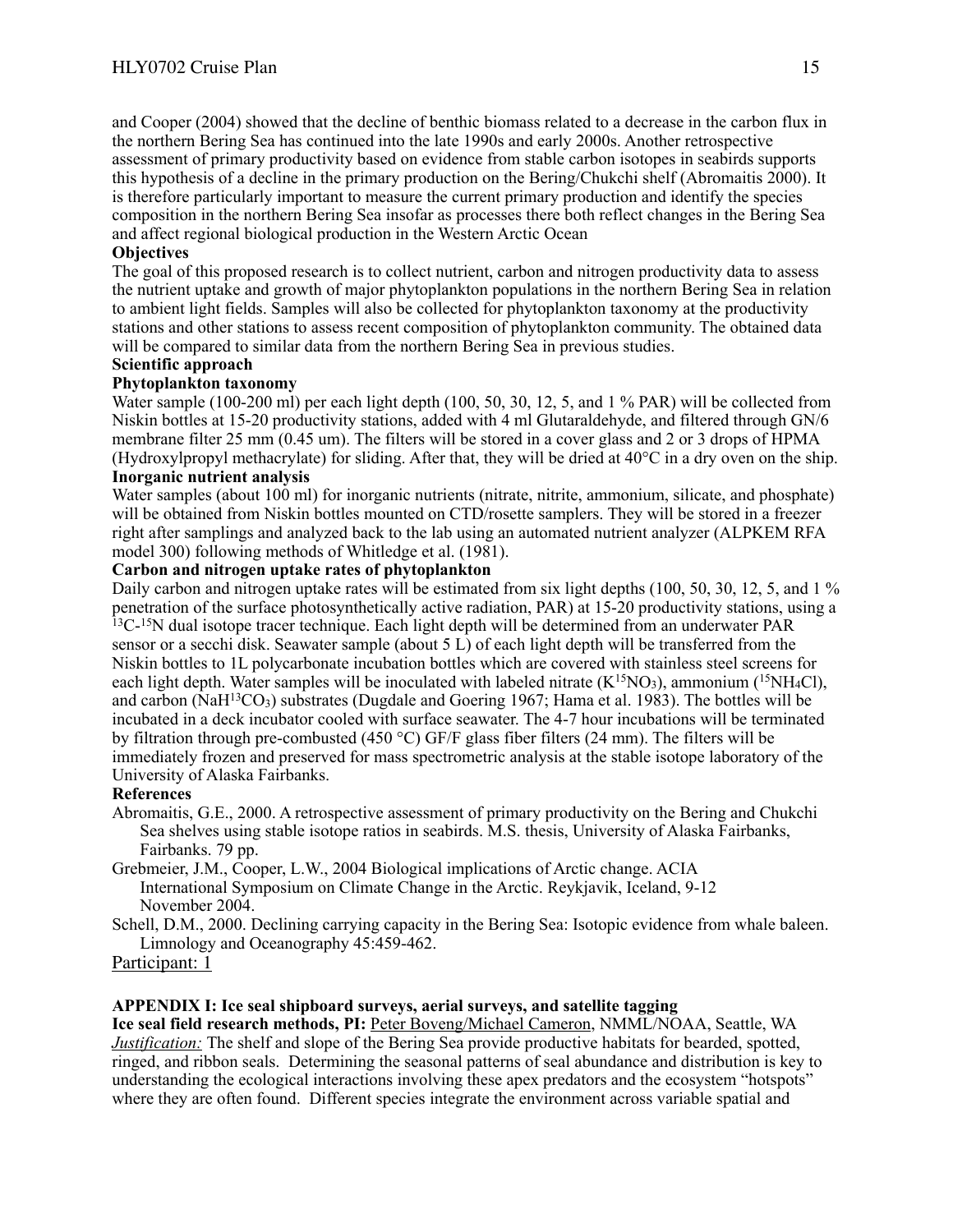and Cooper (2004) showed that the decline of benthic biomass related to a decrease in the carbon flux in the northern Bering Sea has continued into the late 1990s and early 2000s. Another retrospective assessment of primary productivity based on evidence from stable carbon isotopes in seabirds supports this hypothesis of a decline in the primary production on the Bering/Chukchi shelf (Abromaitis 2000). It is therefore particularly important to measure the current primary production and identify the species composition in the northern Bering Sea insofar as processes there both reflect changes in the Bering Sea and affect regional biological production in the Western Arctic Ocean

**Objectives**

The goal of this proposed research is to collect nutrient, carbon and nitrogen productivity data to assess the nutrient uptake and growth of major phytoplankton populations in the northern Bering Sea in relation to ambient light fields. Samples will also be collected for phytoplankton taxonomy at the productivity stations and other stations to assess recent composition of phytoplankton community. The obtained data will be compared to similar data from the northern Bering Sea in previous studies.

**Scientific approach**

**Phytoplankton taxonomy**

Water sample (100-200 ml) per each light depth (100, 50, 30, 12, 5, and 1 % PAR) will be collected from Niskin bottles at 15-20 productivity stations, added with 4 ml Glutaraldehyde, and filtered through GN/6 membrane filter 25 mm (0.45 um). The filters will be stored in a cover glass and 2 or 3 drops of HPMA (Hydroxylpropyl methacrylate) for sliding. After that, they will be dried at 40°C in a dry oven on the ship.

**Inorganic nutrient analysis**

Water samples (about 100 ml) for inorganic nutrients (nitrate, nitrite, ammonium, silicate, and phosphate) will be obtained from Niskin bottles mounted on CTD/rosette samplers. They will be stored in a freezer right after samplings and analyzed back to the lab using an automated nutrient analyzer (ALPKEM RFA model 300) following methods of Whitledge et al. (1981).

**Carbon and nitrogen uptake rates of phytoplankton**

Daily carbon and nitrogen uptake rates will be estimated from six light depths (100, 50, 30, 12, 5, and 1 % penetration of the surface photosynthetically active radiation, PAR) at 15-20 productivity stations, using a $^{13}C$-$^{15}N$ dual isotope tracer technique. Each light depth will be determined from an underwater PAR sensor or a secchi disk. Seawater sample (about 5 L) of each light depth will be transferred from the Niskin bottles to 1L polycarbonate incubation bottles which are covered with stainless steel screens for each light depth. Water samples will be inoculated with labeled nitrate ($K^{15}NO_3$), ammonium ($^{15}NH_4Cl$), and carbon ($NaH^{13}CO_3$) substrates (Dugdale and Goering 1967; Hama et al. 1983). The bottles will be incubated in a deck incubator cooled with surface seawater. The 4-7 hour incubations will be terminated by filtration through pre-combusted (450 °C) GF/F glass fiber filters (24 mm). The filters will be immediately frozen and preserved for mass spectrometric analysis at the stable isotope laboratory of the University of Alaska Fairbanks.

**References**

Abromaitis, G.E., 2000. A retrospective assessment of primary productivity on the Bering and Chukchi Sea shelves using stable isotope ratios in seabirds. M.S. thesis, University of Alaska Fairbanks, Fairbanks. 79 pp.

Grebmeier, J.M., Cooper, L.W., 2004 Biological implications of Arctic change. ACIA International Symposium on Climate Change in the Arctic. Reykjavik, Iceland, 9-12 November 2004.

Schell, D.M., 2000. Declining carrying capacity in the Bering Sea: Isotopic evidence from whale baleen. Limnology and Oceanography 45:459-462.

Participant: 1

**APPENDIX I: Ice seal shipboard surveys, aerial surveys, and satellite tagging**

**Ice seal field research methods, PI:** Peter Boveng/Michael Cameron, NMML/NOAA, Seattle, WA

*Justification:* The shelf and slope of the Bering Sea provide productive habitats for bearded, spotted, ringed, and ribbon seals. Determining the seasonal patterns of seal abundance and distribution is key to understanding the ecological interactions involving these apex predators and the ecosystem "hotspots" where they are often found. Different species integrate the environment across variable spatial and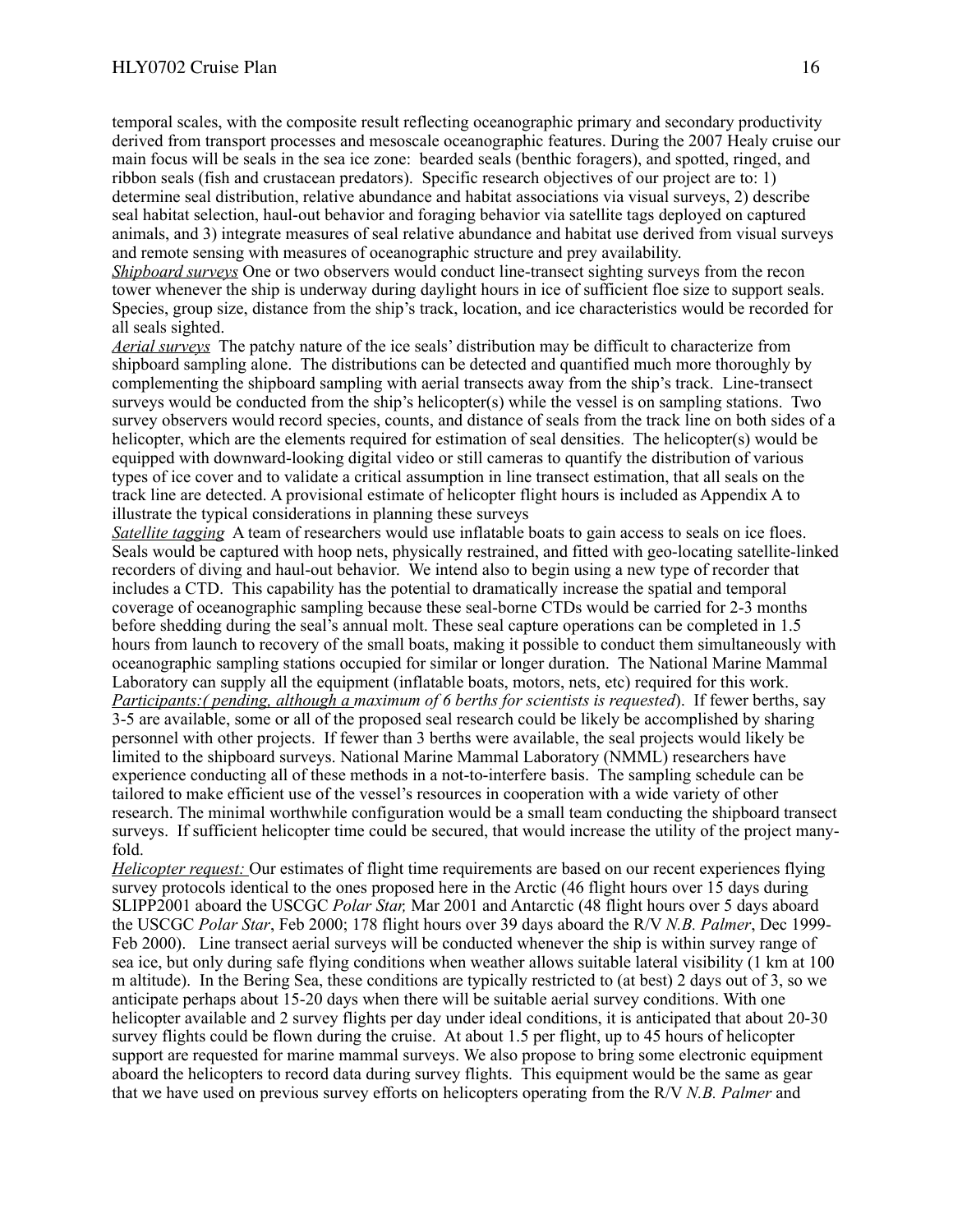temporal scales, with the composite result reflecting oceanographic primary and secondary productivity derived from transport processes and mesoscale oceanographic features. During the 2007 Healy cruise our main focus will be seals in the sea ice zone: bearded seals (benthic foragers), and spotted, ringed, and ribbon seals (fish and crustacean predators). Specific research objectives of our project are to: 1) determine seal distribution, relative abundance and habitat associations via visual surveys, 2) describe seal habitat selection, haul-out behavior and foraging behavior via satellite tags deployed on captured animals, and 3) integrate measures of seal relative abundance and habitat use derived from visual surveys and remote sensing with measures of oceanographic structure and prey availability.

*Shipboard surveys* One or two observers would conduct line-transect sighting surveys from the recon tower whenever the ship is underway during daylight hours in ice of sufficient floe size to support seals. Species, group size, distance from the ship's track, location, and ice characteristics would be recorded for all seals sighted.

*Aerial surveys* The patchy nature of the ice seals' distribution may be difficult to characterize from shipboard sampling alone. The distributions can be detected and quantified much more thoroughly by complementing the shipboard sampling with aerial transects away from the ship's track. Line-transect surveys would be conducted from the ship's helicopter(s) while the vessel is on sampling stations. Two survey observers would record species, counts, and distance of seals from the track line on both sides of a helicopter, which are the elements required for estimation of seal densities. The helicopter(s) would be equipped with downward-looking digital video or still cameras to quantify the distribution of various types of ice cover and to validate a critical assumption in line transect estimation, that all seals on the track line are detected. A provisional estimate of helicopter flight hours is included as Appendix A to illustrate the typical considerations in planning these surveys

*Satellite tagging* A team of researchers would use inflatable boats to gain access to seals on ice floes. Seals would be captured with hoop nets, physically restrained, and fitted with geo-locating satellite-linked recorders of diving and haul-out behavior. We intend also to begin using a new type of recorder that includes a CTD. This capability has the potential to dramatically increase the spatial and temporal coverage of oceanographic sampling because these seal-borne CTDs would be carried for 2-3 months before shedding during the seal's annual molt. These seal capture operations can be completed in 1.5 hours from launch to recovery of the small boats, making it possible to conduct them simultaneously with oceanographic sampling stations occupied for similar or longer duration. The National Marine Mammal Laboratory can supply all the equipment (inflatable boats, motors, nets, etc) required for this work.

*Participants:( pending, although a maximum of 6 berths for scientists is requested*). If fewer berths, say 3-5 are available, some or all of the proposed seal research could be likely be accomplished by sharing personnel with other projects. If fewer than 3 berths were available, the seal projects would likely be limited to the shipboard surveys. National Marine Mammal Laboratory (NMML) researchers have experience conducting all of these methods in a not-to-interfere basis. The sampling schedule can be tailored to make efficient use of the vessel's resources in cooperation with a wide variety of other research. The minimal worthwhile configuration would be a small team conducting the shipboard transect surveys. If sufficient helicopter time could be secured, that would increase the utility of the project many-fold.

*Helicopter request:* Our estimates of flight time requirements are based on our recent experiences flying survey protocols identical to the ones proposed here in the Arctic (46 flight hours over 15 days during SLIPP2001 aboard the USCGC *Polar Star,* Mar 2001 and Antarctic (48 flight hours over 5 days aboard the USCGC *Polar Star*, Feb 2000; 178 flight hours over 39 days aboard the R/V *N.B. Palmer*, Dec 1999-Feb 2000). Line transect aerial surveys will be conducted whenever the ship is within survey range of sea ice, but only during safe flying conditions when weather allows suitable lateral visibility (1 km at 100 m altitude). In the Bering Sea, these conditions are typically restricted to (at best) 2 days out of 3, so we anticipate perhaps about 15-20 days when there will be suitable aerial survey conditions. With one helicopter available and 2 survey flights per day under ideal conditions, it is anticipated that about 20-30 survey flights could be flown during the cruise. At about 1.5 per flight, up to 45 hours of helicopter support are requested for marine mammal surveys. We also propose to bring some electronic equipment aboard the helicopters to record data during survey flights. This equipment would be the same as gear that we have used on previous survey efforts on helicopters operating from the R/V *N.B. Palmer* and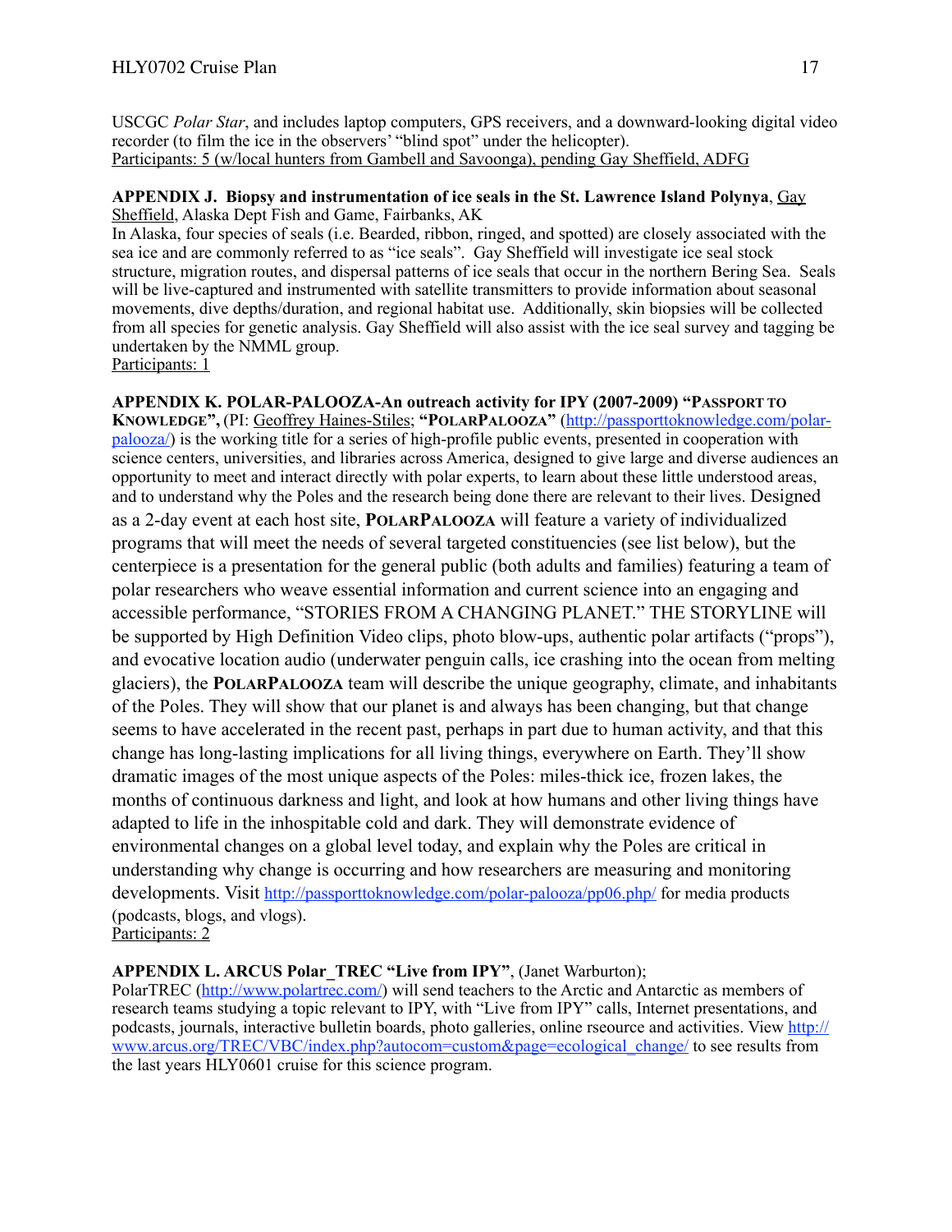USCGC *Polar Star*, and includes laptop computers, GPS receivers, and a downward-looking digital video recorder (to film the ice in the observers' "blind spot" under the helicopter).
Participants: 5 (w/local hunters from Gambell and Savoonga), pending Gay Sheffield, ADFG

**APPENDIX J. Biopsy and instrumentation of ice seals in the St. Lawrence Island Polynya**, Gay Sheffield, Alaska Dept Fish and Game, Fairbanks, AK

In Alaska, four species of seals (i.e. Bearded, ribbon, ringed, and spotted) are closely associated with the sea ice and are commonly referred to as "ice seals". Gay Sheffield will investigate ice seal stock structure, migration routes, and dispersal patterns of ice seals that occur in the northern Bering Sea. Seals will be live-captured and instrumented with satellite transmitters to provide information about seasonal movements, dive depths/duration, and regional habitat use. Additionally, skin biopsies will be collected from all species for genetic analysis. Gay Sheffield will also assist with the ice seal survey and tagging be undertaken by the NMML group.
Participants: 1

**APPENDIX K. POLAR-PALOOZA-An outreach activity for IPY (2007-2009) "PASSPORT TO KNOWLEDGE",** (PI: Geoffrey Haines-Stiles; **"POLARPALOOZA"** (http://passporttoknowledge.com/polar-palooza/) is the working title for a series of high-profile public events, presented in cooperation with science centers, universities, and libraries across America, designed to give large and diverse audiences an opportunity to meet and interact directly with polar experts, to learn about these little understood areas, and to understand why the Poles and the research being done there are relevant to their lives. Designed as a 2-day event at each host site, **POLARPALOOZA** will feature a variety of individualized programs that will meet the needs of several targeted constituencies (see list below), but the centerpiece is a presentation for the general public (both adults and families) featuring a team of polar researchers who weave essential information and current science into an engaging and accessible performance, "STORIES FROM A CHANGING PLANET." THE STORYLINE will be supported by High Definition Video clips, photo blow-ups, authentic polar artifacts ("props"), and evocative location audio (underwater penguin calls, ice crashing into the ocean from melting glaciers), the **POLARPALOOZA** team will describe the unique geography, climate, and inhabitants of the Poles. They will show that our planet is and always has been changing, but that change seems to have accelerated in the recent past, perhaps in part due to human activity, and that this change has long-lasting implications for all living things, everywhere on Earth. They'll show dramatic images of the most unique aspects of the Poles: miles-thick ice, frozen lakes, the months of continuous darkness and light, and look at how humans and other living things have adapted to life in the inhospitable cold and dark. They will demonstrate evidence of environmental changes on a global level today, and explain why the Poles are critical in understanding why change is occurring and how researchers are measuring and monitoring developments. Visit http://passporttoknowledge.com/polar-palooza/pp06.php/ for media products (podcasts, blogs, and vlogs).
Participants: 2

**APPENDIX L. ARCUS Polar_TREC "Live from IPY"**, (Janet Warburton);
PolarTREC (http://www.polartrec.com/) will send teachers to the Arctic and Antarctic as members of research teams studying a topic relevant to IPY, with "Live from IPY" calls, Internet presentations, and podcasts, journals, interactive bulletin boards, photo galleries, online rseource and activities. View http://www.arcus.org/TREC/VBC/index.php?autocom=custom&page=ecological_change/ to see results from the last years HLY0601 cruise for this science program.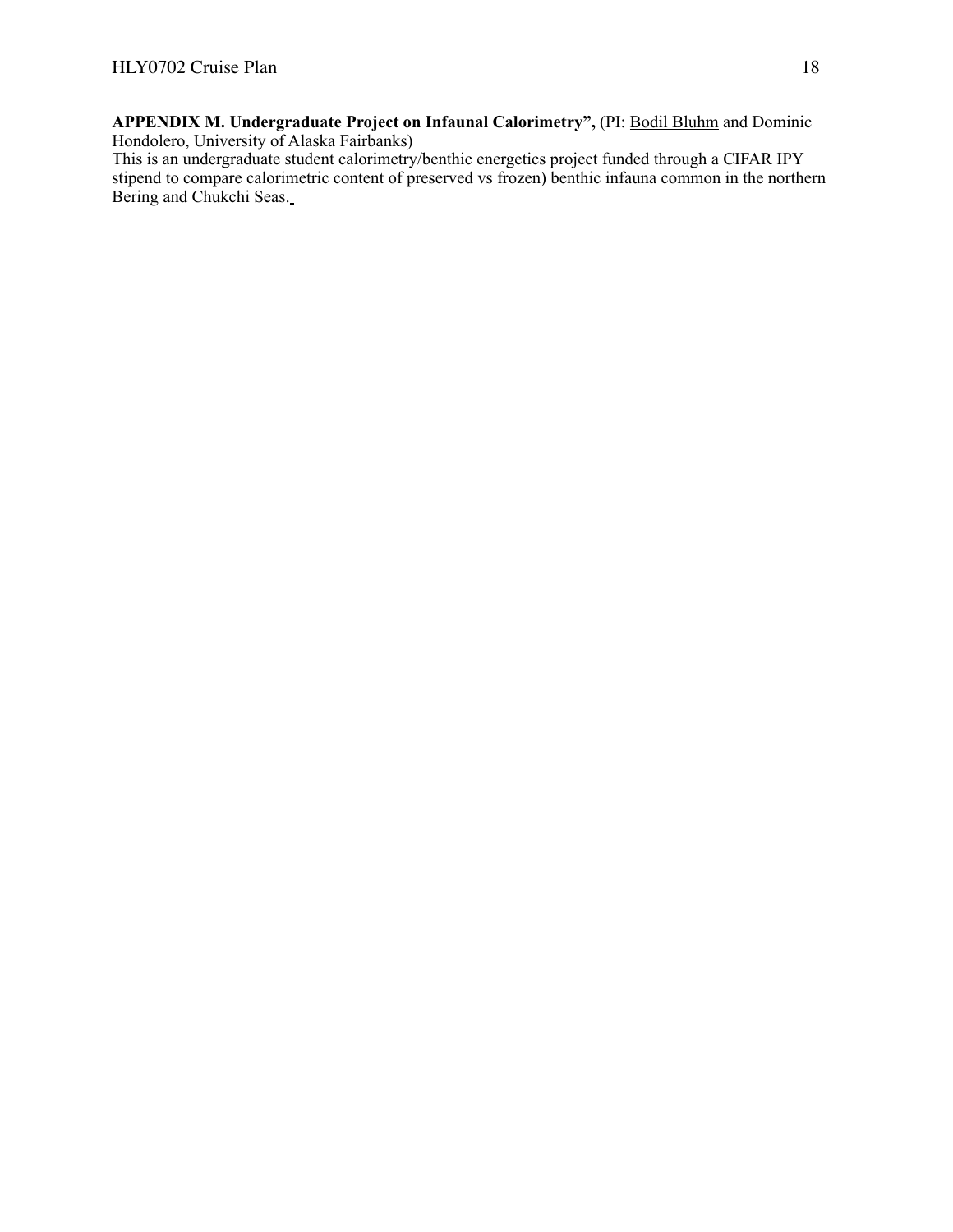**APPENDIX M. Undergraduate Project on Infaunal Calorimetry",** (PI: Bodil Bluhm and Dominic Hondolero, University of Alaska Fairbanks)

This is an undergraduate student calorimetry/benthic energetics project funded through a CIFAR IPY stipend to compare calorimetric content of preserved vs frozen) benthic infauna common in the northern Bering and Chukchi Seas.